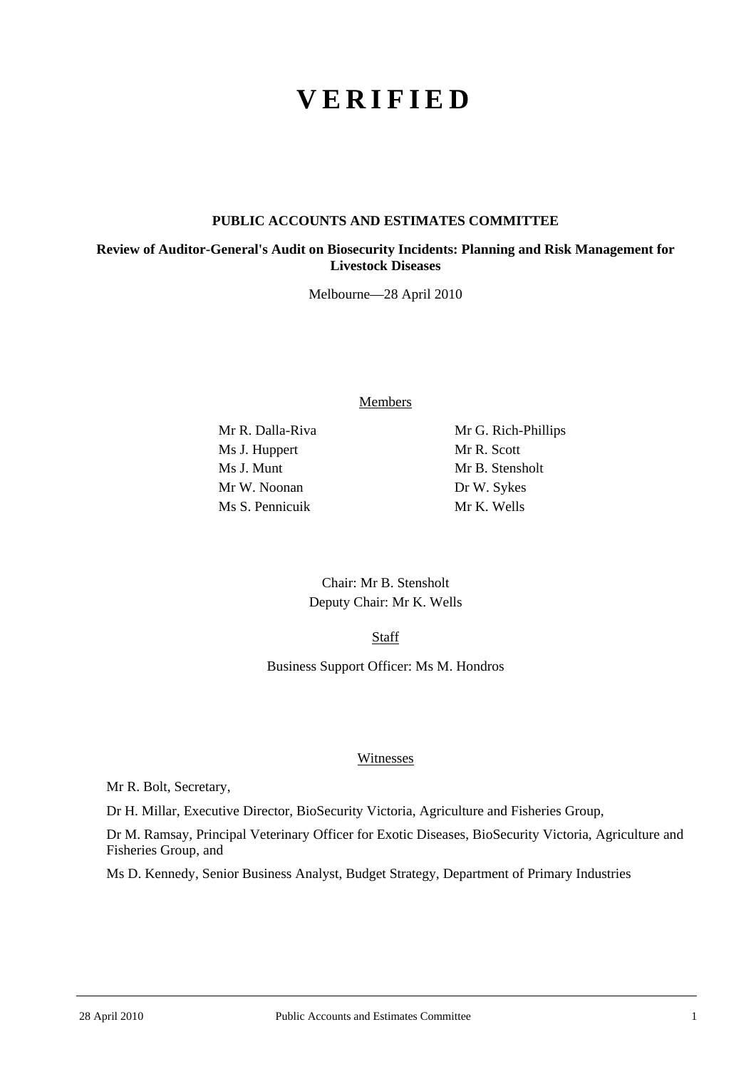# V E R I F I E D

**PUBLIC ACCOUNTS AND ESTIMATES COMMITTEE**

**Review of Auditor-General's Audit on Biosecurity Incidents: Planning and Risk Management for Livestock Diseases**

Melbourne—28 April 2010

Members

Mr R. Dalla-Riva
Ms J. Huppert
Ms J. Munt
Mr W. Noonan
Ms S. Pennicuik
Mr G. Rich-Phillips
Mr R. Scott
Mr B. Stensholt
Dr W. Sykes
Mr K. Wells

Chair: Mr B. Stensholt
Deputy Chair: Mr K. Wells

Staff

Business Support Officer: Ms M. Hondros

Witnesses

Mr R. Bolt, Secretary,

Dr H. Millar, Executive Director, BioSecurity Victoria, Agriculture and Fisheries Group,

Dr M. Ramsay, Principal Veterinary Officer for Exotic Diseases, BioSecurity Victoria, Agriculture and Fisheries Group, and

Ms D. Kennedy, Senior Business Analyst, Budget Strategy, Department of Primary Industries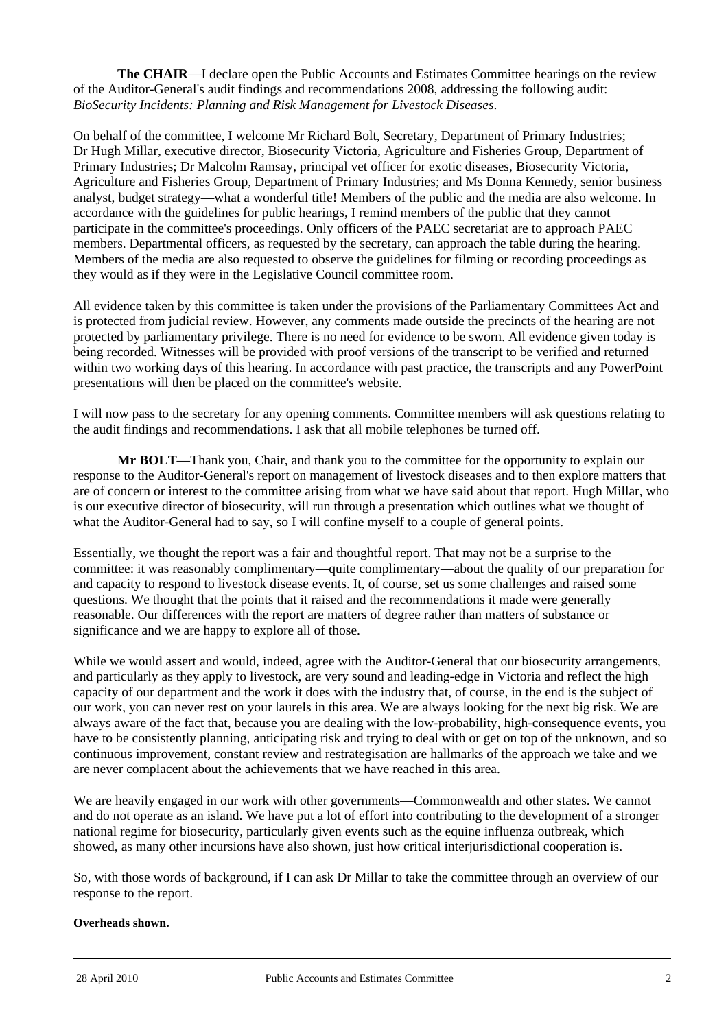**The CHAIR**—I declare open the Public Accounts and Estimates Committee hearings on the review of the Auditor-General's audit findings and recommendations 2008, addressing the following audit: *BioSecurity Incidents: Planning and Risk Management for Livestock Diseases*.

On behalf of the committee, I welcome Mr Richard Bolt, Secretary, Department of Primary Industries; Dr Hugh Millar, executive director, Biosecurity Victoria, Agriculture and Fisheries Group, Department of Primary Industries; Dr Malcolm Ramsay, principal vet officer for exotic diseases, Biosecurity Victoria, Agriculture and Fisheries Group, Department of Primary Industries; and Ms Donna Kennedy, senior business analyst, budget strategy—what a wonderful title! Members of the public and the media are also welcome. In accordance with the guidelines for public hearings, I remind members of the public that they cannot participate in the committee's proceedings. Only officers of the PAEC secretariat are to approach PAEC members. Departmental officers, as requested by the secretary, can approach the table during the hearing. Members of the media are also requested to observe the guidelines for filming or recording proceedings as they would as if they were in the Legislative Council committee room.

All evidence taken by this committee is taken under the provisions of the Parliamentary Committees Act and is protected from judicial review. However, any comments made outside the precincts of the hearing are not protected by parliamentary privilege. There is no need for evidence to be sworn. All evidence given today is being recorded. Witnesses will be provided with proof versions of the transcript to be verified and returned within two working days of this hearing. In accordance with past practice, the transcripts and any PowerPoint presentations will then be placed on the committee's website.

I will now pass to the secretary for any opening comments. Committee members will ask questions relating to the audit findings and recommendations. I ask that all mobile telephones be turned off.

**Mr BOLT**—Thank you, Chair, and thank you to the committee for the opportunity to explain our response to the Auditor-General's report on management of livestock diseases and to then explore matters that are of concern or interest to the committee arising from what we have said about that report. Hugh Millar, who is our executive director of biosecurity, will run through a presentation which outlines what we thought of what the Auditor-General had to say, so I will confine myself to a couple of general points.

Essentially, we thought the report was a fair and thoughtful report. That may not be a surprise to the committee: it was reasonably complimentary—quite complimentary—about the quality of our preparation for and capacity to respond to livestock disease events. It, of course, set us some challenges and raised some questions. We thought that the points that it raised and the recommendations it made were generally reasonable. Our differences with the report are matters of degree rather than matters of substance or significance and we are happy to explore all of those.

While we would assert and would, indeed, agree with the Auditor-General that our biosecurity arrangements, and particularly as they apply to livestock, are very sound and leading-edge in Victoria and reflect the high capacity of our department and the work it does with the industry that, of course, in the end is the subject of our work, you can never rest on your laurels in this area. We are always looking for the next big risk. We are always aware of the fact that, because you are dealing with the low-probability, high-consequence events, you have to be consistently planning, anticipating risk and trying to deal with or get on top of the unknown, and so continuous improvement, constant review and restrategisation are hallmarks of the approach we take and we are never complacent about the achievements that we have reached in this area.

We are heavily engaged in our work with other governments—Commonwealth and other states. We cannot and do not operate as an island. We have put a lot of effort into contributing to the development of a stronger national regime for biosecurity, particularly given events such as the equine influenza outbreak, which showed, as many other incursions have also shown, just how critical interjurisdictional cooperation is.

So, with those words of background, if I can ask Dr Millar to take the committee through an overview of our response to the report.

**Overheads shown.**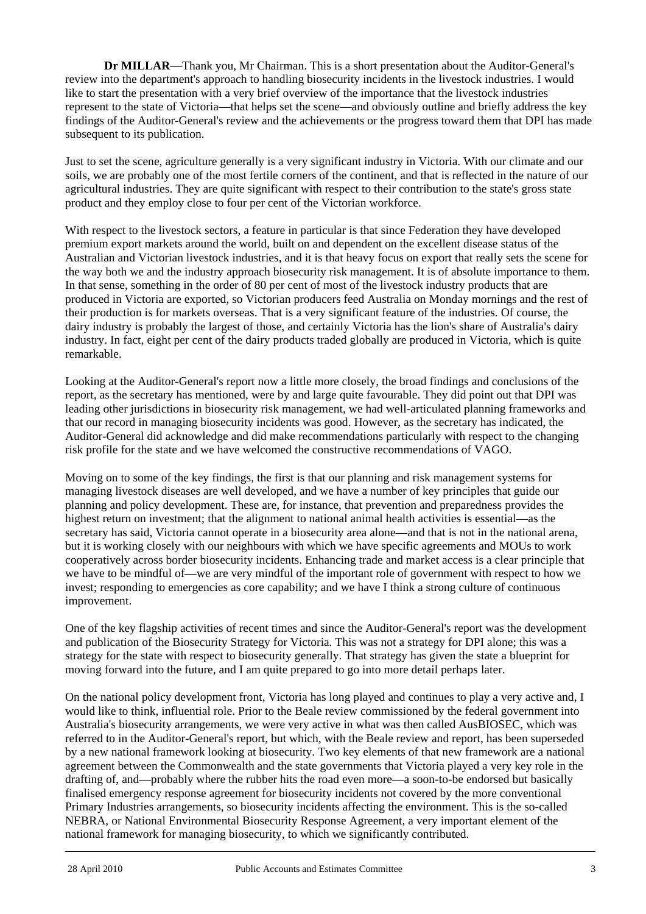**Dr MILLAR**—Thank you, Mr Chairman. This is a short presentation about the Auditor-General's review into the department's approach to handling biosecurity incidents in the livestock industries. I would like to start the presentation with a very brief overview of the importance that the livestock industries represent to the state of Victoria—that helps set the scene—and obviously outline and briefly address the key findings of the Auditor-General's review and the achievements or the progress toward them that DPI has made subsequent to its publication.

Just to set the scene, agriculture generally is a very significant industry in Victoria. With our climate and our soils, we are probably one of the most fertile corners of the continent, and that is reflected in the nature of our agricultural industries. They are quite significant with respect to their contribution to the state's gross state product and they employ close to four per cent of the Victorian workforce.

With respect to the livestock sectors, a feature in particular is that since Federation they have developed premium export markets around the world, built on and dependent on the excellent disease status of the Australian and Victorian livestock industries, and it is that heavy focus on export that really sets the scene for the way both we and the industry approach biosecurity risk management. It is of absolute importance to them. In that sense, something in the order of 80 per cent of most of the livestock industry products that are produced in Victoria are exported, so Victorian producers feed Australia on Monday mornings and the rest of their production is for markets overseas. That is a very significant feature of the industries. Of course, the dairy industry is probably the largest of those, and certainly Victoria has the lion's share of Australia's dairy industry. In fact, eight per cent of the dairy products traded globally are produced in Victoria, which is quite remarkable.

Looking at the Auditor-General's report now a little more closely, the broad findings and conclusions of the report, as the secretary has mentioned, were by and large quite favourable. They did point out that DPI was leading other jurisdictions in biosecurity risk management, we had well-articulated planning frameworks and that our record in managing biosecurity incidents was good. However, as the secretary has indicated, the Auditor-General did acknowledge and did make recommendations particularly with respect to the changing risk profile for the state and we have welcomed the constructive recommendations of VAGO.

Moving on to some of the key findings, the first is that our planning and risk management systems for managing livestock diseases are well developed, and we have a number of key principles that guide our planning and policy development. These are, for instance, that prevention and preparedness provides the highest return on investment; that the alignment to national animal health activities is essential—as the secretary has said, Victoria cannot operate in a biosecurity area alone—and that is not in the national arena, but it is working closely with our neighbours with which we have specific agreements and MOUs to work cooperatively across border biosecurity incidents. Enhancing trade and market access is a clear principle that we have to be mindful of—we are very mindful of the important role of government with respect to how we invest; responding to emergencies as core capability; and we have I think a strong culture of continuous improvement.

One of the key flagship activities of recent times and since the Auditor-General's report was the development and publication of the Biosecurity Strategy for Victoria. This was not a strategy for DPI alone; this was a strategy for the state with respect to biosecurity generally. That strategy has given the state a blueprint for moving forward into the future, and I am quite prepared to go into more detail perhaps later.

On the national policy development front, Victoria has long played and continues to play a very active and, I would like to think, influential role. Prior to the Beale review commissioned by the federal government into Australia's biosecurity arrangements, we were very active in what was then called AusBIOSEC, which was referred to in the Auditor-General's report, but which, with the Beale review and report, has been superseded by a new national framework looking at biosecurity. Two key elements of that new framework are a national agreement between the Commonwealth and the state governments that Victoria played a very key role in the drafting of, and—probably where the rubber hits the road even more—a soon-to-be endorsed but basically finalised emergency response agreement for biosecurity incidents not covered by the more conventional Primary Industries arrangements, so biosecurity incidents affecting the environment. This is the so-called NEBRA, or National Environmental Biosecurity Response Agreement, a very important element of the national framework for managing biosecurity, to which we significantly contributed.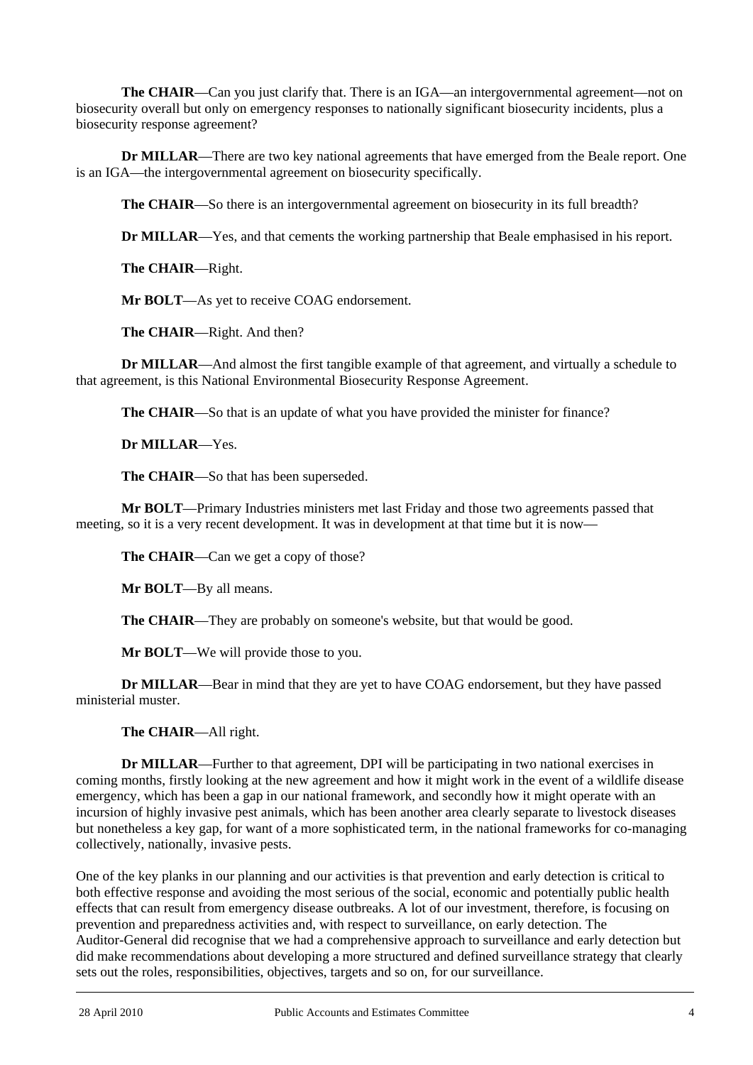**The CHAIR**—Can you just clarify that. There is an IGA—an intergovernmental agreement—not on biosecurity overall but only on emergency responses to nationally significant biosecurity incidents, plus a biosecurity response agreement?

**Dr MILLAR**—There are two key national agreements that have emerged from the Beale report. One is an IGA—the intergovernmental agreement on biosecurity specifically.

**The CHAIR**—So there is an intergovernmental agreement on biosecurity in its full breadth?

**Dr MILLAR**—Yes, and that cements the working partnership that Beale emphasised in his report.

**The CHAIR**—Right.

**Mr BOLT**—As yet to receive COAG endorsement.

**The CHAIR**—Right. And then?

**Dr MILLAR**—And almost the first tangible example of that agreement, and virtually a schedule to that agreement, is this National Environmental Biosecurity Response Agreement.

**The CHAIR**—So that is an update of what you have provided the minister for finance?

**Dr MILLAR**—Yes.

**The CHAIR**—So that has been superseded.

**Mr BOLT**—Primary Industries ministers met last Friday and those two agreements passed that meeting, so it is a very recent development. It was in development at that time but it is now—

**The CHAIR**—Can we get a copy of those?

**Mr BOLT**—By all means.

**The CHAIR**—They are probably on someone's website, but that would be good.

**Mr BOLT**—We will provide those to you.

**Dr MILLAR**—Bear in mind that they are yet to have COAG endorsement, but they have passed ministerial muster.

**The CHAIR**—All right.

**Dr MILLAR**—Further to that agreement, DPI will be participating in two national exercises in coming months, firstly looking at the new agreement and how it might work in the event of a wildlife disease emergency, which has been a gap in our national framework, and secondly how it might operate with an incursion of highly invasive pest animals, which has been another area clearly separate to livestock diseases but nonetheless a key gap, for want of a more sophisticated term, in the national frameworks for co-managing collectively, nationally, invasive pests.

One of the key planks in our planning and our activities is that prevention and early detection is critical to both effective response and avoiding the most serious of the social, economic and potentially public health effects that can result from emergency disease outbreaks. A lot of our investment, therefore, is focusing on prevention and preparedness activities and, with respect to surveillance, on early detection. The Auditor-General did recognise that we had a comprehensive approach to surveillance and early detection but did make recommendations about developing a more structured and defined surveillance strategy that clearly sets out the roles, responsibilities, objectives, targets and so on, for our surveillance.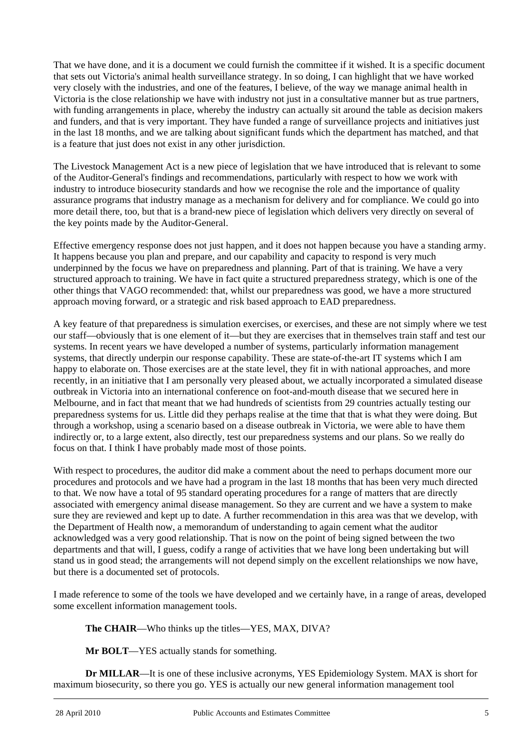That we have done, and it is a document we could furnish the committee if it wished. It is a specific document that sets out Victoria's animal health surveillance strategy. In so doing, I can highlight that we have worked very closely with the industries, and one of the features, I believe, of the way we manage animal health in Victoria is the close relationship we have with industry not just in a consultative manner but as true partners, with funding arrangements in place, whereby the industry can actually sit around the table as decision makers and funders, and that is very important. They have funded a range of surveillance projects and initiatives just in the last 18 months, and we are talking about significant funds which the department has matched, and that is a feature that just does not exist in any other jurisdiction.

The Livestock Management Act is a new piece of legislation that we have introduced that is relevant to some of the Auditor-General's findings and recommendations, particularly with respect to how we work with industry to introduce biosecurity standards and how we recognise the role and the importance of quality assurance programs that industry manage as a mechanism for delivery and for compliance. We could go into more detail there, too, but that is a brand-new piece of legislation which delivers very directly on several of the key points made by the Auditor-General.

Effective emergency response does not just happen, and it does not happen because you have a standing army. It happens because you plan and prepare, and our capability and capacity to respond is very much underpinned by the focus we have on preparedness and planning. Part of that is training. We have a very structured approach to training. We have in fact quite a structured preparedness strategy, which is one of the other things that VAGO recommended: that, whilst our preparedness was good, we have a more structured approach moving forward, or a strategic and risk based approach to EAD preparedness.

A key feature of that preparedness is simulation exercises, or exercises, and these are not simply where we test our staff—obviously that is one element of it—but they are exercises that in themselves train staff and test our systems. In recent years we have developed a number of systems, particularly information management systems, that directly underpin our response capability. These are state-of-the-art IT systems which I am happy to elaborate on. Those exercises are at the state level, they fit in with national approaches, and more recently, in an initiative that I am personally very pleased about, we actually incorporated a simulated disease outbreak in Victoria into an international conference on foot-and-mouth disease that we secured here in Melbourne, and in fact that meant that we had hundreds of scientists from 29 countries actually testing our preparedness systems for us. Little did they perhaps realise at the time that that is what they were doing. But through a workshop, using a scenario based on a disease outbreak in Victoria, we were able to have them indirectly or, to a large extent, also directly, test our preparedness systems and our plans. So we really do focus on that. I think I have probably made most of those points.

With respect to procedures, the auditor did make a comment about the need to perhaps document more our procedures and protocols and we have had a program in the last 18 months that has been very much directed to that. We now have a total of 95 standard operating procedures for a range of matters that are directly associated with emergency animal disease management. So they are current and we have a system to make sure they are reviewed and kept up to date. A further recommendation in this area was that we develop, with the Department of Health now, a memorandum of understanding to again cement what the auditor acknowledged was a very good relationship. That is now on the point of being signed between the two departments and that will, I guess, codify a range of activities that we have long been undertaking but will stand us in good stead; the arrangements will not depend simply on the excellent relationships we now have, but there is a documented set of protocols.

I made reference to some of the tools we have developed and we certainly have, in a range of areas, developed some excellent information management tools.

**The CHAIR**—Who thinks up the titles—YES, MAX, DIVA?

**Mr BOLT**—YES actually stands for something.

**Dr MILLAR**—It is one of these inclusive acronyms, YES Epidemiology System. MAX is short for maximum biosecurity, so there you go. YES is actually our new general information management tool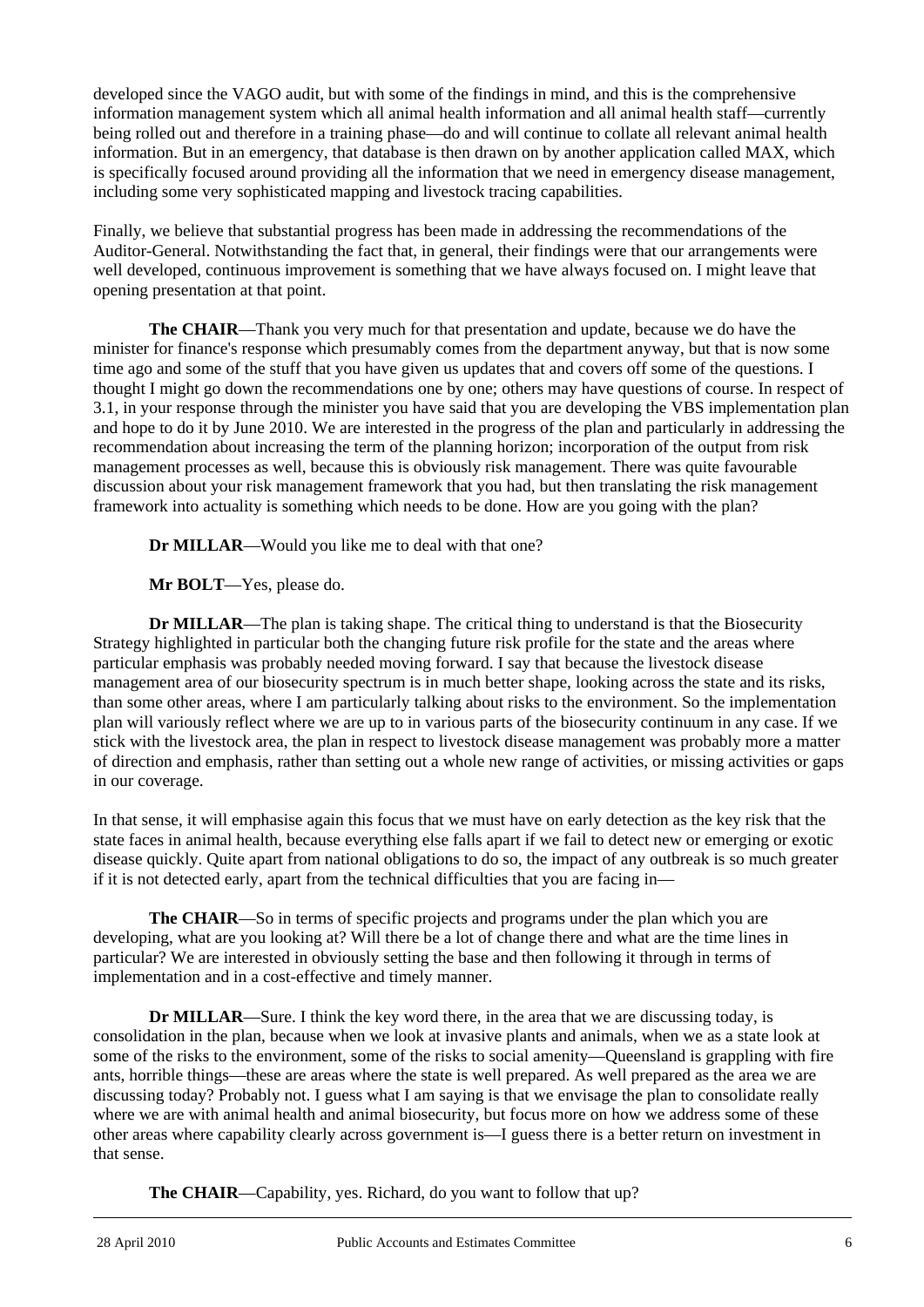developed since the VAGO audit, but with some of the findings in mind, and this is the comprehensive information management system which all animal health information and all animal health staff—currently being rolled out and therefore in a training phase—do and will continue to collate all relevant animal health information. But in an emergency, that database is then drawn on by another application called MAX, which is specifically focused around providing all the information that we need in emergency disease management, including some very sophisticated mapping and livestock tracing capabilities.

Finally, we believe that substantial progress has been made in addressing the recommendations of the Auditor-General. Notwithstanding the fact that, in general, their findings were that our arrangements were well developed, continuous improvement is something that we have always focused on. I might leave that opening presentation at that point.

**The CHAIR**—Thank you very much for that presentation and update, because we do have the minister for finance's response which presumably comes from the department anyway, but that is now some time ago and some of the stuff that you have given us updates that and covers off some of the questions. I thought I might go down the recommendations one by one; others may have questions of course. In respect of 3.1, in your response through the minister you have said that you are developing the VBS implementation plan and hope to do it by June 2010. We are interested in the progress of the plan and particularly in addressing the recommendation about increasing the term of the planning horizon; incorporation of the output from risk management processes as well, because this is obviously risk management. There was quite favourable discussion about your risk management framework that you had, but then translating the risk management framework into actuality is something which needs to be done. How are you going with the plan?

**Dr MILLAR**—Would you like me to deal with that one?

**Mr BOLT**—Yes, please do.

**Dr MILLAR**—The plan is taking shape. The critical thing to understand is that the Biosecurity Strategy highlighted in particular both the changing future risk profile for the state and the areas where particular emphasis was probably needed moving forward. I say that because the livestock disease management area of our biosecurity spectrum is in much better shape, looking across the state and its risks, than some other areas, where I am particularly talking about risks to the environment. So the implementation plan will variously reflect where we are up to in various parts of the biosecurity continuum in any case. If we stick with the livestock area, the plan in respect to livestock disease management was probably more a matter of direction and emphasis, rather than setting out a whole new range of activities, or missing activities or gaps in our coverage.

In that sense, it will emphasise again this focus that we must have on early detection as the key risk that the state faces in animal health, because everything else falls apart if we fail to detect new or emerging or exotic disease quickly. Quite apart from national obligations to do so, the impact of any outbreak is so much greater if it is not detected early, apart from the technical difficulties that you are facing in—

**The CHAIR**—So in terms of specific projects and programs under the plan which you are developing, what are you looking at? Will there be a lot of change there and what are the time lines in particular? We are interested in obviously setting the base and then following it through in terms of implementation and in a cost-effective and timely manner.

**Dr MILLAR**—Sure. I think the key word there, in the area that we are discussing today, is consolidation in the plan, because when we look at invasive plants and animals, when we as a state look at some of the risks to the environment, some of the risks to social amenity—Queensland is grappling with fire ants, horrible things—these are areas where the state is well prepared. As well prepared as the area we are discussing today? Probably not. I guess what I am saying is that we envisage the plan to consolidate really where we are with animal health and animal biosecurity, but focus more on how we address some of these other areas where capability clearly across government is—I guess there is a better return on investment in that sense.

**The CHAIR**—Capability, yes. Richard, do you want to follow that up?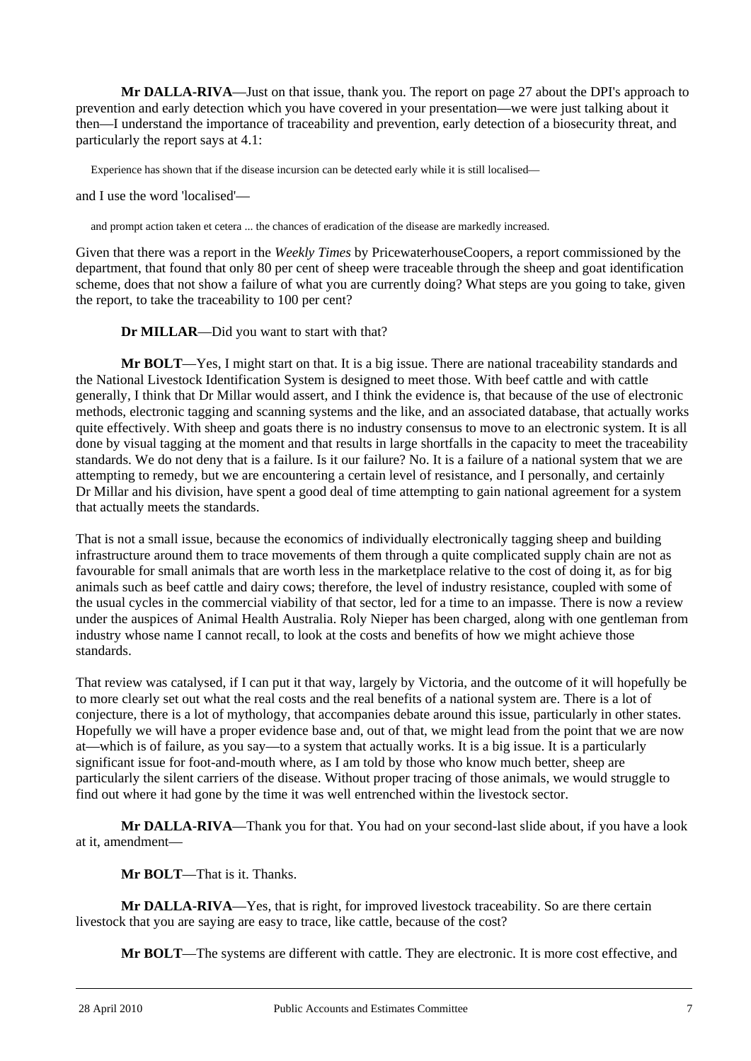**Mr DALLA-RIVA**—Just on that issue, thank you. The report on page 27 about the DPI's approach to prevention and early detection which you have covered in your presentation—we were just talking about it then—I understand the importance of traceability and prevention, early detection of a biosecurity threat, and particularly the report says at 4.1:

> Experience has shown that if the disease incursion can be detected early while it is still localised—

and I use the word 'localised'—

> and prompt action taken et cetera ... the chances of eradication of the disease are markedly increased.

Given that there was a report in the *Weekly Times* by PricewaterhouseCoopers, a report commissioned by the department, that found that only 80 per cent of sheep were traceable through the sheep and goat identification scheme, does that not show a failure of what you are currently doing? What steps are you going to take, given the report, to take the traceability to 100 per cent?

**Dr MILLAR**—Did you want to start with that?

**Mr BOLT**—Yes, I might start on that. It is a big issue. There are national traceability standards and the National Livestock Identification System is designed to meet those. With beef cattle and with cattle generally, I think that Dr Millar would assert, and I think the evidence is, that because of the use of electronic methods, electronic tagging and scanning systems and the like, and an associated database, that actually works quite effectively. With sheep and goats there is no industry consensus to move to an electronic system. It is all done by visual tagging at the moment and that results in large shortfalls in the capacity to meet the traceability standards. We do not deny that is a failure. Is it our failure? No. It is a failure of a national system that we are attempting to remedy, but we are encountering a certain level of resistance, and I personally, and certainly Dr Millar and his division, have spent a good deal of time attempting to gain national agreement for a system that actually meets the standards.

That is not a small issue, because the economics of individually electronically tagging sheep and building infrastructure around them to trace movements of them through a quite complicated supply chain are not as favourable for small animals that are worth less in the marketplace relative to the cost of doing it, as for big animals such as beef cattle and dairy cows; therefore, the level of industry resistance, coupled with some of the usual cycles in the commercial viability of that sector, led for a time to an impasse. There is now a review under the auspices of Animal Health Australia. Roly Nieper has been charged, along with one gentleman from industry whose name I cannot recall, to look at the costs and benefits of how we might achieve those standards.

That review was catalysed, if I can put it that way, largely by Victoria, and the outcome of it will hopefully be to more clearly set out what the real costs and the real benefits of a national system are. There is a lot of conjecture, there is a lot of mythology, that accompanies debate around this issue, particularly in other states. Hopefully we will have a proper evidence base and, out of that, we might lead from the point that we are now at—which is of failure, as you say—to a system that actually works. It is a big issue. It is a particularly significant issue for foot-and-mouth where, as I am told by those who know much better, sheep are particularly the silent carriers of the disease. Without proper tracing of those animals, we would struggle to find out where it had gone by the time it was well entrenched within the livestock sector.

**Mr DALLA-RIVA**—Thank you for that. You had on your second-last slide about, if you have a look at it, amendment—

**Mr BOLT**—That is it. Thanks.

**Mr DALLA-RIVA**—Yes, that is right, for improved livestock traceability. So are there certain livestock that you are saying are easy to trace, like cattle, because of the cost?

**Mr BOLT**—The systems are different with cattle. They are electronic. It is more cost effective, and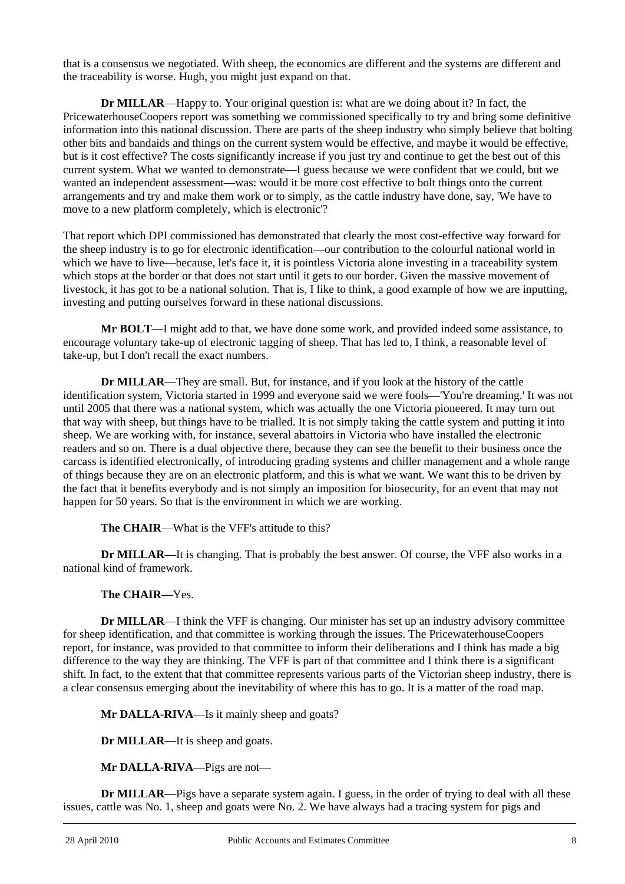that is a consensus we negotiated. With sheep, the economics are different and the systems are different and the traceability is worse. Hugh, you might just expand on that.

**Dr MILLAR**—Happy to. Your original question is: what are we doing about it? In fact, the PricewaterhouseCoopers report was something we commissioned specifically to try and bring some definitive information into this national discussion. There are parts of the sheep industry who simply believe that bolting other bits and bandaids and things on the current system would be effective, and maybe it would be effective, but is it cost effective? The costs significantly increase if you just try and continue to get the best out of this current system. What we wanted to demonstrate—I guess because we were confident that we could, but we wanted an independent assessment—was: would it be more cost effective to bolt things onto the current arrangements and try and make them work or to simply, as the cattle industry have done, say, 'We have to move to a new platform completely, which is electronic'?

That report which DPI commissioned has demonstrated that clearly the most cost-effective way forward for the sheep industry is to go for electronic identification—our contribution to the colourful national world in which we have to live—because, let's face it, it is pointless Victoria alone investing in a traceability system which stops at the border or that does not start until it gets to our border. Given the massive movement of livestock, it has got to be a national solution. That is, I like to think, a good example of how we are inputting, investing and putting ourselves forward in these national discussions.

**Mr BOLT**—I might add to that, we have done some work, and provided indeed some assistance, to encourage voluntary take-up of electronic tagging of sheep. That has led to, I think, a reasonable level of take-up, but I don't recall the exact numbers.

**Dr MILLAR**—They are small. But, for instance, and if you look at the history of the cattle identification system, Victoria started in 1999 and everyone said we were fools—'You're dreaming.' It was not until 2005 that there was a national system, which was actually the one Victoria pioneered. It may turn out that way with sheep, but things have to be trialled. It is not simply taking the cattle system and putting it into sheep. We are working with, for instance, several abattoirs in Victoria who have installed the electronic readers and so on. There is a dual objective there, because they can see the benefit to their business once the carcass is identified electronically, of introducing grading systems and chiller management and a whole range of things because they are on an electronic platform, and this is what we want. We want this to be driven by the fact that it benefits everybody and is not simply an imposition for biosecurity, for an event that may not happen for 50 years. So that is the environment in which we are working.

**The CHAIR**—What is the VFF's attitude to this?

**Dr MILLAR**—It is changing. That is probably the best answer. Of course, the VFF also works in a national kind of framework.

**The CHAIR**—Yes.

**Dr MILLAR**—I think the VFF is changing. Our minister has set up an industry advisory committee for sheep identification, and that committee is working through the issues. The PricewaterhouseCoopers report, for instance, was provided to that committee to inform their deliberations and I think has made a big difference to the way they are thinking. The VFF is part of that committee and I think there is a significant shift. In fact, to the extent that that committee represents various parts of the Victorian sheep industry, there is a clear consensus emerging about the inevitability of where this has to go. It is a matter of the road map.

**Mr DALLA-RIVA**—Is it mainly sheep and goats?

**Dr MILLAR**—It is sheep and goats.

**Mr DALLA-RIVA**—Pigs are not—

**Dr MILLAR**—Pigs have a separate system again. I guess, in the order of trying to deal with all these issues, cattle was No. 1, sheep and goats were No. 2. We have always had a tracing system for pigs and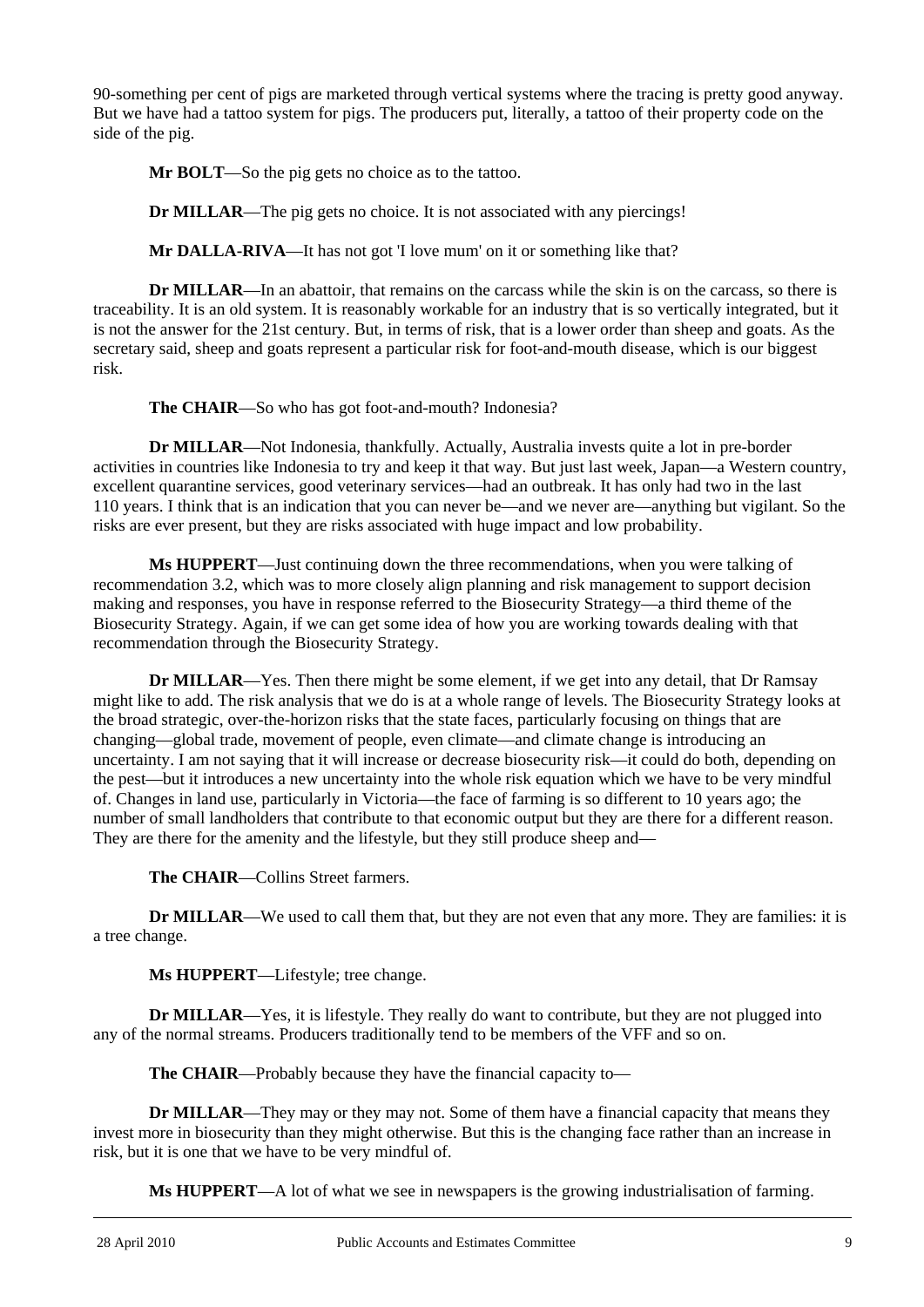90-something per cent of pigs are marketed through vertical systems where the tracing is pretty good anyway. But we have had a tattoo system for pigs. The producers put, literally, a tattoo of their property code on the side of the pig.

**Mr BOLT**—So the pig gets no choice as to the tattoo.

**Dr MILLAR**—The pig gets no choice. It is not associated with any piercings!

**Mr DALLA-RIVA**—It has not got 'I love mum' on it or something like that?

**Dr MILLAR**—In an abattoir, that remains on the carcass while the skin is on the carcass, so there is traceability. It is an old system. It is reasonably workable for an industry that is so vertically integrated, but it is not the answer for the 21st century. But, in terms of risk, that is a lower order than sheep and goats. As the secretary said, sheep and goats represent a particular risk for foot-and-mouth disease, which is our biggest risk.

**The CHAIR**—So who has got foot-and-mouth? Indonesia?

**Dr MILLAR**—Not Indonesia, thankfully. Actually, Australia invests quite a lot in pre-border activities in countries like Indonesia to try and keep it that way. But just last week, Japan—a Western country, excellent quarantine services, good veterinary services—had an outbreak. It has only had two in the last 110 years. I think that is an indication that you can never be—and we never are—anything but vigilant. So the risks are ever present, but they are risks associated with huge impact and low probability.

**Ms HUPPERT**—Just continuing down the three recommendations, when you were talking of recommendation 3.2, which was to more closely align planning and risk management to support decision making and responses, you have in response referred to the Biosecurity Strategy—a third theme of the Biosecurity Strategy. Again, if we can get some idea of how you are working towards dealing with that recommendation through the Biosecurity Strategy.

**Dr MILLAR**—Yes. Then there might be some element, if we get into any detail, that Dr Ramsay might like to add. The risk analysis that we do is at a whole range of levels. The Biosecurity Strategy looks at the broad strategic, over-the-horizon risks that the state faces, particularly focusing on things that are changing—global trade, movement of people, even climate—and climate change is introducing an uncertainty. I am not saying that it will increase or decrease biosecurity risk—it could do both, depending on the pest—but it introduces a new uncertainty into the whole risk equation which we have to be very mindful of. Changes in land use, particularly in Victoria—the face of farming is so different to 10 years ago; the number of small landholders that contribute to that economic output but they are there for a different reason. They are there for the amenity and the lifestyle, but they still produce sheep and—

**The CHAIR**—Collins Street farmers.

**Dr MILLAR**—We used to call them that, but they are not even that any more. They are families: it is a tree change.

**Ms HUPPERT**—Lifestyle; tree change.

**Dr MILLAR**—Yes, it is lifestyle. They really do want to contribute, but they are not plugged into any of the normal streams. Producers traditionally tend to be members of the VFF and so on.

**The CHAIR**—Probably because they have the financial capacity to—

**Dr MILLAR**—They may or they may not. Some of them have a financial capacity that means they invest more in biosecurity than they might otherwise. But this is the changing face rather than an increase in risk, but it is one that we have to be very mindful of.

**Ms HUPPERT**—A lot of what we see in newspapers is the growing industrialisation of farming.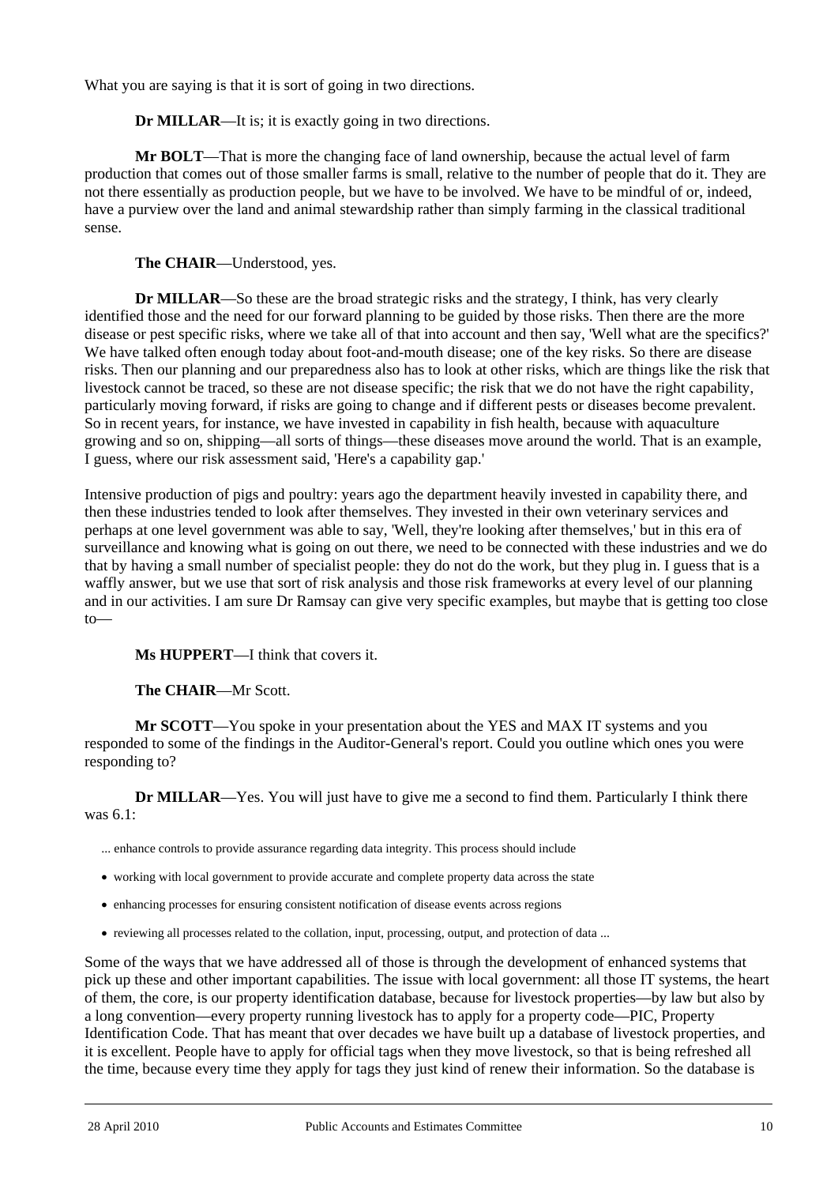What you are saying is that it is sort of going in two directions.

**Dr MILLAR**—It is; it is exactly going in two directions.

**Mr BOLT**—That is more the changing face of land ownership, because the actual level of farm production that comes out of those smaller farms is small, relative to the number of people that do it. They are not there essentially as production people, but we have to be involved. We have to be mindful of or, indeed, have a purview over the land and animal stewardship rather than simply farming in the classical traditional sense.

**The CHAIR**—Understood, yes.

**Dr MILLAR**—So these are the broad strategic risks and the strategy, I think, has very clearly identified those and the need for our forward planning to be guided by those risks. Then there are the more disease or pest specific risks, where we take all of that into account and then say, 'Well what are the specifics?' We have talked often enough today about foot-and-mouth disease; one of the key risks. So there are disease risks. Then our planning and our preparedness also has to look at other risks, which are things like the risk that livestock cannot be traced, so these are not disease specific; the risk that we do not have the right capability, particularly moving forward, if risks are going to change and if different pests or diseases become prevalent. So in recent years, for instance, we have invested in capability in fish health, because with aquaculture growing and so on, shipping—all sorts of things—these diseases move around the world. That is an example, I guess, where our risk assessment said, 'Here's a capability gap.'

Intensive production of pigs and poultry: years ago the department heavily invested in capability there, and then these industries tended to look after themselves. They invested in their own veterinary services and perhaps at one level government was able to say, 'Well, they're looking after themselves,' but in this era of surveillance and knowing what is going on out there, we need to be connected with these industries and we do that by having a small number of specialist people: they do not do the work, but they plug in. I guess that is a waffly answer, but we use that sort of risk analysis and those risk frameworks at every level of our planning and in our activities. I am sure Dr Ramsay can give very specific examples, but maybe that is getting too close to—

**Ms HUPPERT**—I think that covers it.

**The CHAIR**—Mr Scott.

**Mr SCOTT**—You spoke in your presentation about the YES and MAX IT systems and you responded to some of the findings in the Auditor-General's report. Could you outline which ones you were responding to?

**Dr MILLAR**—Yes. You will just have to give me a second to find them. Particularly I think there was 6.1:

> ... enhance controls to provide assurance regarding data integrity. This process should include
>
> - working with local government to provide accurate and complete property data across the state
> - enhancing processes for ensuring consistent notification of disease events across regions
> - reviewing all processes related to the collation, input, processing, output, and protection of data ...

Some of the ways that we have addressed all of those is through the development of enhanced systems that pick up these and other important capabilities. The issue with local government: all those IT systems, the heart of them, the core, is our property identification database, because for livestock properties—by law but also by a long convention—every property running livestock has to apply for a property code—PIC, Property Identification Code. That has meant that over decades we have built up a database of livestock properties, and it is excellent. People have to apply for official tags when they move livestock, so that is being refreshed all the time, because every time they apply for tags they just kind of renew their information. So the database is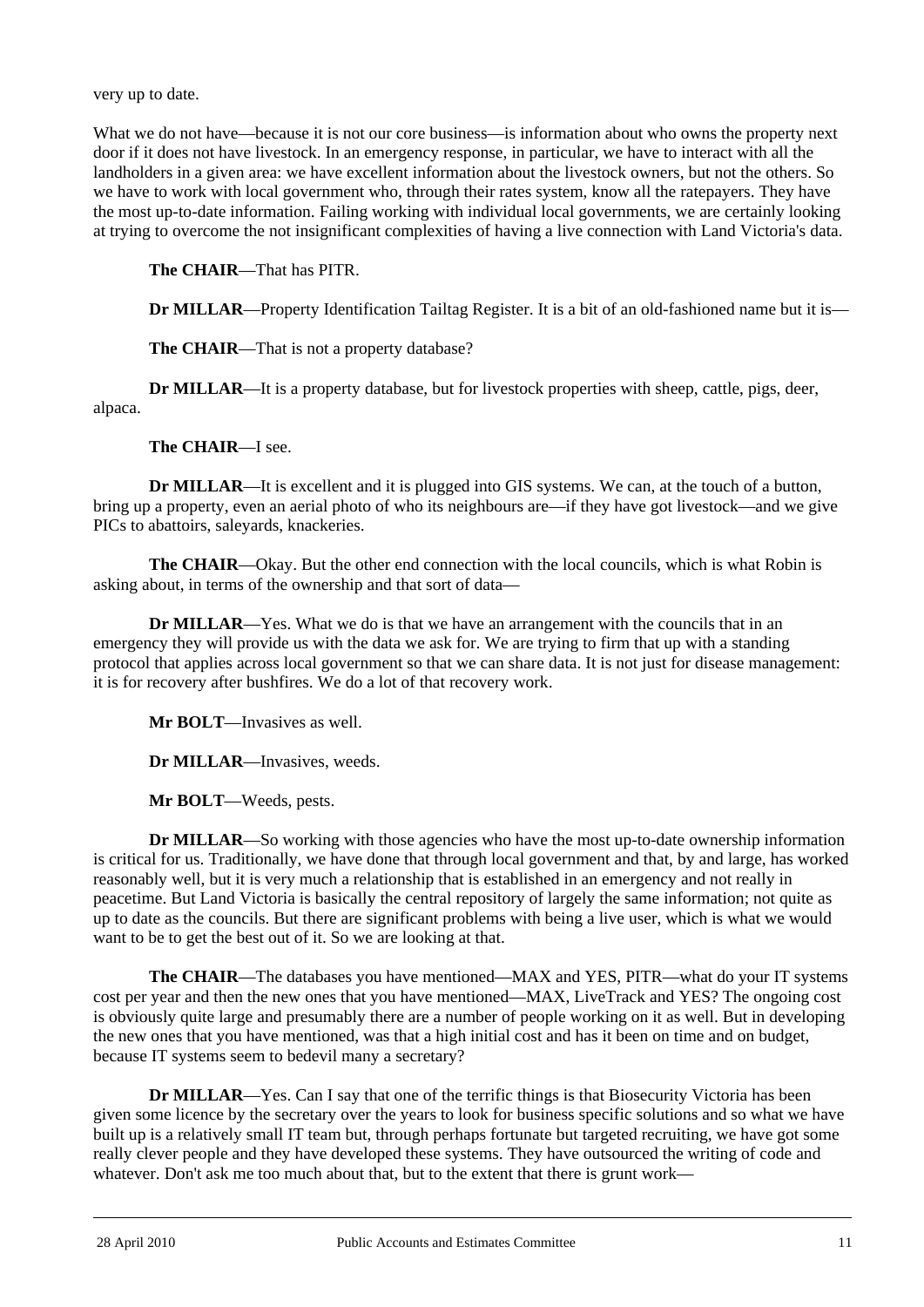very up to date.

What we do not have—because it is not our core business—is information about who owns the property next door if it does not have livestock. In an emergency response, in particular, we have to interact with all the landholders in a given area: we have excellent information about the livestock owners, but not the others. So we have to work with local government who, through their rates system, know all the ratepayers. They have the most up-to-date information. Failing working with individual local governments, we are certainly looking at trying to overcome the not insignificant complexities of having a live connection with Land Victoria's data.

**The CHAIR**—That has PITR.

**Dr MILLAR**—Property Identification Tailtag Register. It is a bit of an old-fashioned name but it is—

**The CHAIR**—That is not a property database?

**Dr MILLAR**—It is a property database, but for livestock properties with sheep, cattle, pigs, deer, alpaca.

**The CHAIR**—I see.

**Dr MILLAR**—It is excellent and it is plugged into GIS systems. We can, at the touch of a button, bring up a property, even an aerial photo of who its neighbours are—if they have got livestock—and we give PICs to abattoirs, saleyards, knackeries.

**The CHAIR**—Okay. But the other end connection with the local councils, which is what Robin is asking about, in terms of the ownership and that sort of data—

**Dr MILLAR**—Yes. What we do is that we have an arrangement with the councils that in an emergency they will provide us with the data we ask for. We are trying to firm that up with a standing protocol that applies across local government so that we can share data. It is not just for disease management: it is for recovery after bushfires. We do a lot of that recovery work.

**Mr BOLT**—Invasives as well.

**Dr MILLAR**—Invasives, weeds.

**Mr BOLT**—Weeds, pests.

**Dr MILLAR**—So working with those agencies who have the most up-to-date ownership information is critical for us. Traditionally, we have done that through local government and that, by and large, has worked reasonably well, but it is very much a relationship that is established in an emergency and not really in peacetime. But Land Victoria is basically the central repository of largely the same information; not quite as up to date as the councils. But there are significant problems with being a live user, which is what we would want to be to get the best out of it. So we are looking at that.

**The CHAIR**—The databases you have mentioned—MAX and YES, PITR—what do your IT systems cost per year and then the new ones that you have mentioned—MAX, LiveTrack and YES? The ongoing cost is obviously quite large and presumably there are a number of people working on it as well. But in developing the new ones that you have mentioned, was that a high initial cost and has it been on time and on budget, because IT systems seem to bedevil many a secretary?

**Dr MILLAR**—Yes. Can I say that one of the terrific things is that Biosecurity Victoria has been given some licence by the secretary over the years to look for business specific solutions and so what we have built up is a relatively small IT team but, through perhaps fortunate but targeted recruiting, we have got some really clever people and they have developed these systems. They have outsourced the writing of code and whatever. Don't ask me too much about that, but to the extent that there is grunt work—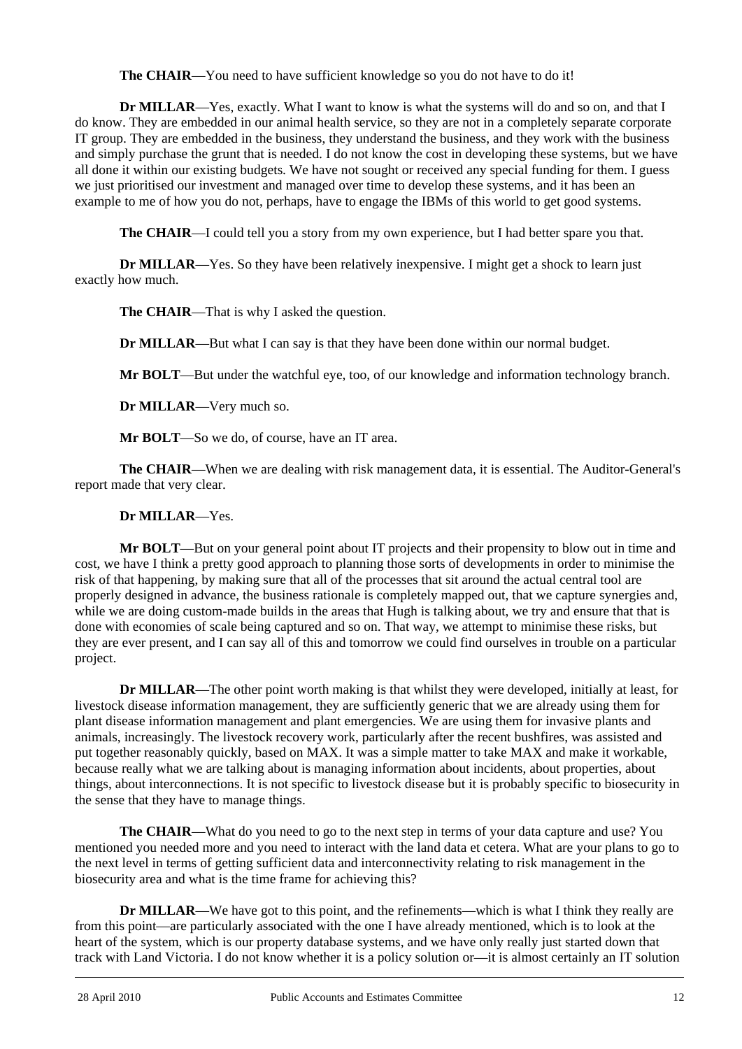**The CHAIR**—You need to have sufficient knowledge so you do not have to do it!

**Dr MILLAR**—Yes, exactly. What I want to know is what the systems will do and so on, and that I do know. They are embedded in our animal health service, so they are not in a completely separate corporate IT group. They are embedded in the business, they understand the business, and they work with the business and simply purchase the grunt that is needed. I do not know the cost in developing these systems, but we have all done it within our existing budgets. We have not sought or received any special funding for them. I guess we just prioritised our investment and managed over time to develop these systems, and it has been an example to me of how you do not, perhaps, have to engage the IBMs of this world to get good systems.

**The CHAIR**—I could tell you a story from my own experience, but I had better spare you that.

**Dr MILLAR**—Yes. So they have been relatively inexpensive. I might get a shock to learn just exactly how much.

**The CHAIR**—That is why I asked the question.

**Dr MILLAR**—But what I can say is that they have been done within our normal budget.

**Mr BOLT**—But under the watchful eye, too, of our knowledge and information technology branch.

**Dr MILLAR**—Very much so.

**Mr BOLT**—So we do, of course, have an IT area.

**The CHAIR**—When we are dealing with risk management data, it is essential. The Auditor-General's report made that very clear.

**Dr MILLAR**—Yes.

**Mr BOLT**—But on your general point about IT projects and their propensity to blow out in time and cost, we have I think a pretty good approach to planning those sorts of developments in order to minimise the risk of that happening, by making sure that all of the processes that sit around the actual central tool are properly designed in advance, the business rationale is completely mapped out, that we capture synergies and, while we are doing custom-made builds in the areas that Hugh is talking about, we try and ensure that that is done with economies of scale being captured and so on. That way, we attempt to minimise these risks, but they are ever present, and I can say all of this and tomorrow we could find ourselves in trouble on a particular project.

**Dr MILLAR**—The other point worth making is that whilst they were developed, initially at least, for livestock disease information management, they are sufficiently generic that we are already using them for plant disease information management and plant emergencies. We are using them for invasive plants and animals, increasingly. The livestock recovery work, particularly after the recent bushfires, was assisted and put together reasonably quickly, based on MAX. It was a simple matter to take MAX and make it workable, because really what we are talking about is managing information about incidents, about properties, about things, about interconnections. It is not specific to livestock disease but it is probably specific to biosecurity in the sense that they have to manage things.

**The CHAIR**—What do you need to go to the next step in terms of your data capture and use? You mentioned you needed more and you need to interact with the land data et cetera. What are your plans to go to the next level in terms of getting sufficient data and interconnectivity relating to risk management in the biosecurity area and what is the time frame for achieving this?

**Dr MILLAR**—We have got to this point, and the refinements—which is what I think they really are from this point—are particularly associated with the one I have already mentioned, which is to look at the heart of the system, which is our property database systems, and we have only really just started down that track with Land Victoria. I do not know whether it is a policy solution or—it is almost certainly an IT solution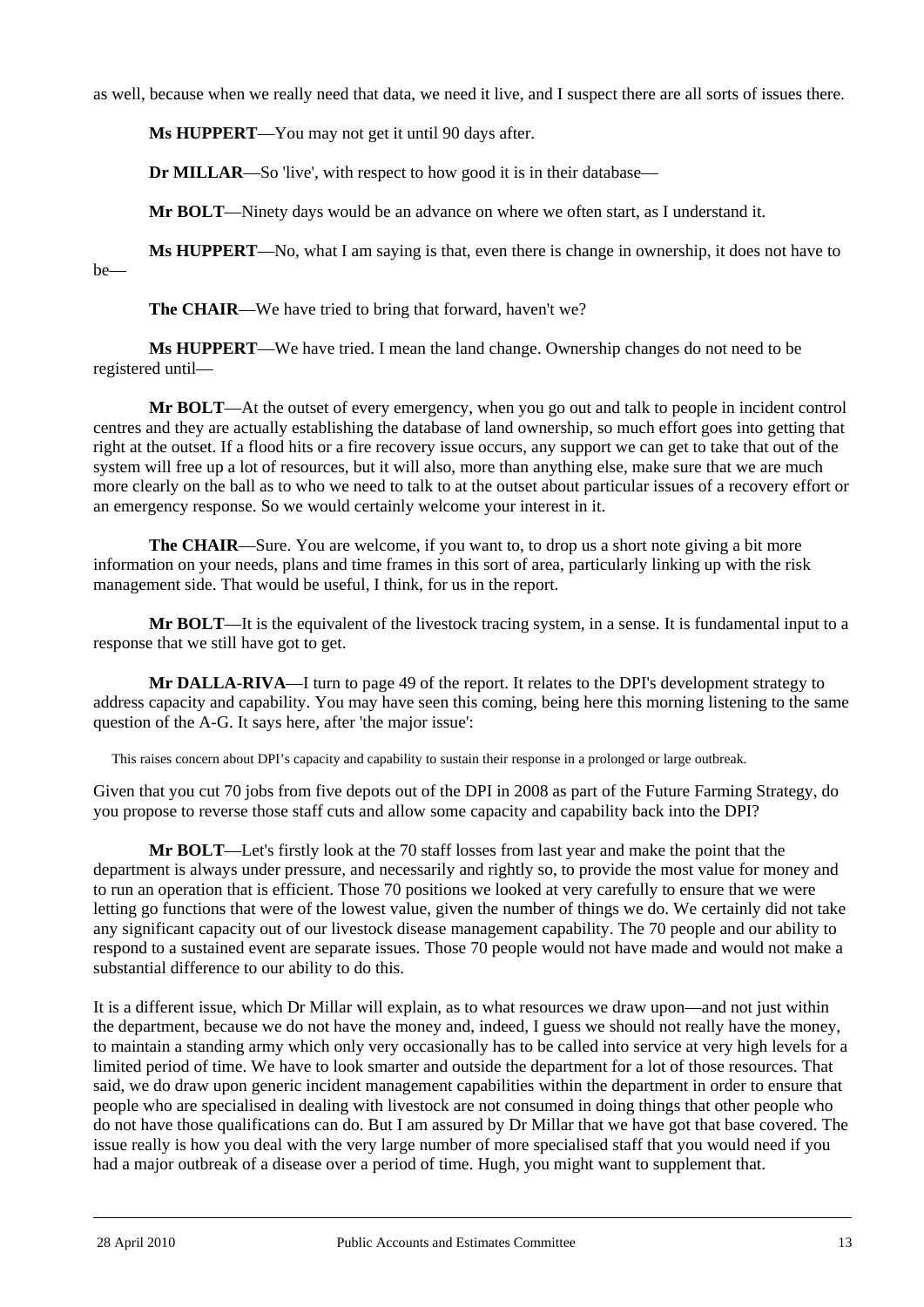as well, because when we really need that data, we need it live, and I suspect there are all sorts of issues there.

**Ms HUPPERT**—You may not get it until 90 days after.

**Dr MILLAR**—So 'live', with respect to how good it is in their database—

**Mr BOLT**—Ninety days would be an advance on where we often start, as I understand it.

**Ms HUPPERT**—No, what I am saying is that, even there is change in ownership, it does not have to be—

**The CHAIR**—We have tried to bring that forward, haven't we?

**Ms HUPPERT**—We have tried. I mean the land change. Ownership changes do not need to be registered until—

**Mr BOLT**—At the outset of every emergency, when you go out and talk to people in incident control centres and they are actually establishing the database of land ownership, so much effort goes into getting that right at the outset. If a flood hits or a fire recovery issue occurs, any support we can get to take that out of the system will free up a lot of resources, but it will also, more than anything else, make sure that we are much more clearly on the ball as to who we need to talk to at the outset about particular issues of a recovery effort or an emergency response. So we would certainly welcome your interest in it.

**The CHAIR**—Sure. You are welcome, if you want to, to drop us a short note giving a bit more information on your needs, plans and time frames in this sort of area, particularly linking up with the risk management side. That would be useful, I think, for us in the report.

**Mr BOLT**—It is the equivalent of the livestock tracing system, in a sense. It is fundamental input to a response that we still have got to get.

**Mr DALLA-RIVA**—I turn to page 49 of the report. It relates to the DPI's development strategy to address capacity and capability. You may have seen this coming, being here this morning listening to the same question of the A-G. It says here, after 'the major issue':

> This raises concern about DPI's capacity and capability to sustain their response in a prolonged or large outbreak.

Given that you cut 70 jobs from five depots out of the DPI in 2008 as part of the Future Farming Strategy, do you propose to reverse those staff cuts and allow some capacity and capability back into the DPI?

**Mr BOLT**—Let's firstly look at the 70 staff losses from last year and make the point that the department is always under pressure, and necessarily and rightly so, to provide the most value for money and to run an operation that is efficient. Those 70 positions we looked at very carefully to ensure that we were letting go functions that were of the lowest value, given the number of things we do. We certainly did not take any significant capacity out of our livestock disease management capability. The 70 people and our ability to respond to a sustained event are separate issues. Those 70 people would not have made and would not make a substantial difference to our ability to do this.

It is a different issue, which Dr Millar will explain, as to what resources we draw upon—and not just within the department, because we do not have the money and, indeed, I guess we should not really have the money, to maintain a standing army which only very occasionally has to be called into service at very high levels for a limited period of time. We have to look smarter and outside the department for a lot of those resources. That said, we do draw upon generic incident management capabilities within the department in order to ensure that people who are specialised in dealing with livestock are not consumed in doing things that other people who do not have those qualifications can do. But I am assured by Dr Millar that we have got that base covered. The issue really is how you deal with the very large number of more specialised staff that you would need if you had a major outbreak of a disease over a period of time. Hugh, you might want to supplement that.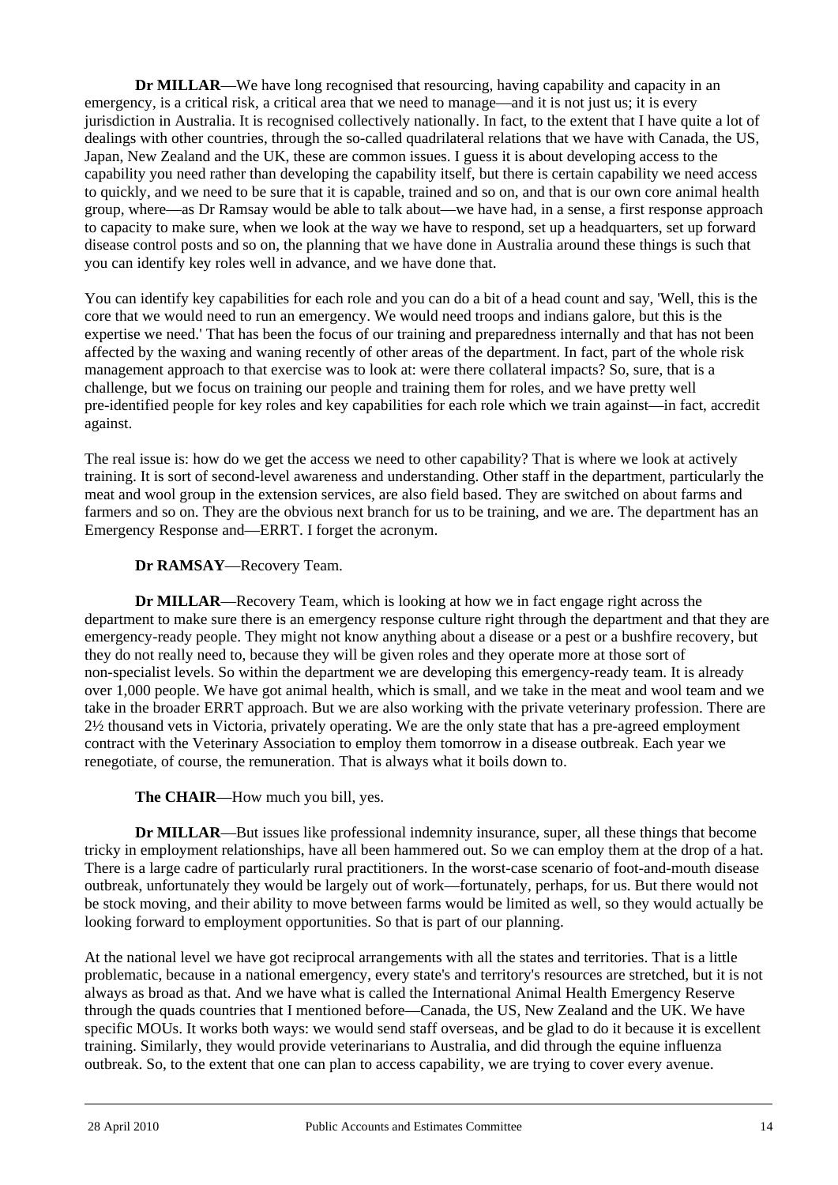**Dr MILLAR**—We have long recognised that resourcing, having capability and capacity in an emergency, is a critical risk, a critical area that we need to manage—and it is not just us; it is every jurisdiction in Australia. It is recognised collectively nationally. In fact, to the extent that I have quite a lot of dealings with other countries, through the so-called quadrilateral relations that we have with Canada, the US, Japan, New Zealand and the UK, these are common issues. I guess it is about developing access to the capability you need rather than developing the capability itself, but there is certain capability we need access to quickly, and we need to be sure that it is capable, trained and so on, and that is our own core animal health group, where—as Dr Ramsay would be able to talk about—we have had, in a sense, a first response approach to capacity to make sure, when we look at the way we have to respond, set up a headquarters, set up forward disease control posts and so on, the planning that we have done in Australia around these things is such that you can identify key roles well in advance, and we have done that.

You can identify key capabilities for each role and you can do a bit of a head count and say, 'Well, this is the core that we would need to run an emergency. We would need troops and indians galore, but this is the expertise we need.' That has been the focus of our training and preparedness internally and that has not been affected by the waxing and waning recently of other areas of the department. In fact, part of the whole risk management approach to that exercise was to look at: were there collateral impacts? So, sure, that is a challenge, but we focus on training our people and training them for roles, and we have pretty well pre-identified people for key roles and key capabilities for each role which we train against—in fact, accredit against.

The real issue is: how do we get the access we need to other capability? That is where we look at actively training. It is sort of second-level awareness and understanding. Other staff in the department, particularly the meat and wool group in the extension services, are also field based. They are switched on about farms and farmers and so on. They are the obvious next branch for us to be training, and we are. The department has an Emergency Response and—ERRT. I forget the acronym.

**Dr RAMSAY**—Recovery Team.

**Dr MILLAR**—Recovery Team, which is looking at how we in fact engage right across the department to make sure there is an emergency response culture right through the department and that they are emergency-ready people. They might not know anything about a disease or a pest or a bushfire recovery, but they do not really need to, because they will be given roles and they operate more at those sort of non-specialist levels. So within the department we are developing this emergency-ready team. It is already over 1,000 people. We have got animal health, which is small, and we take in the meat and wool team and we take in the broader ERRT approach. But we are also working with the private veterinary profession. There are 2½ thousand vets in Victoria, privately operating. We are the only state that has a pre-agreed employment contract with the Veterinary Association to employ them tomorrow in a disease outbreak. Each year we renegotiate, of course, the remuneration. That is always what it boils down to.

**The CHAIR**—How much you bill, yes.

**Dr MILLAR**—But issues like professional indemnity insurance, super, all these things that become tricky in employment relationships, have all been hammered out. So we can employ them at the drop of a hat. There is a large cadre of particularly rural practitioners. In the worst-case scenario of foot-and-mouth disease outbreak, unfortunately they would be largely out of work—fortunately, perhaps, for us. But there would not be stock moving, and their ability to move between farms would be limited as well, so they would actually be looking forward to employment opportunities. So that is part of our planning.

At the national level we have got reciprocal arrangements with all the states and territories. That is a little problematic, because in a national emergency, every state's and territory's resources are stretched, but it is not always as broad as that. And we have what is called the International Animal Health Emergency Reserve through the quads countries that I mentioned before—Canada, the US, New Zealand and the UK. We have specific MOUs. It works both ways: we would send staff overseas, and be glad to do it because it is excellent training. Similarly, they would provide veterinarians to Australia, and did through the equine influenza outbreak. So, to the extent that one can plan to access capability, we are trying to cover every avenue.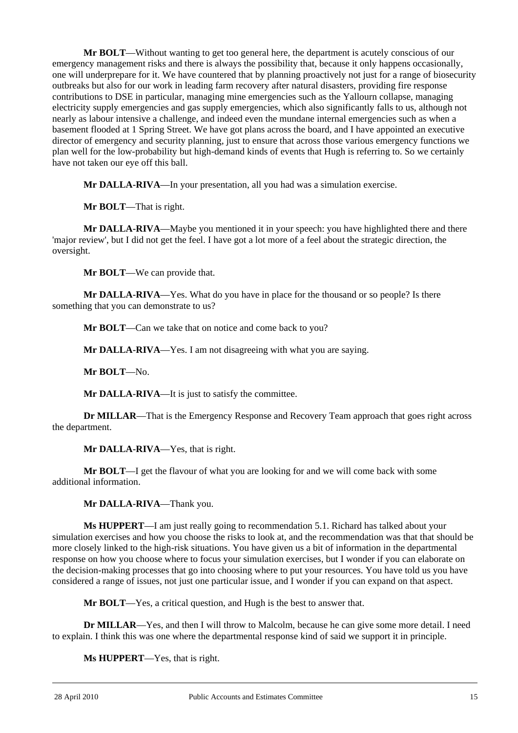**Mr BOLT**—Without wanting to get too general here, the department is acutely conscious of our emergency management risks and there is always the possibility that, because it only happens occasionally, one will underprepare for it. We have countered that by planning proactively not just for a range of biosecurity outbreaks but also for our work in leading farm recovery after natural disasters, providing fire response contributions to DSE in particular, managing mine emergencies such as the Yallourn collapse, managing electricity supply emergencies and gas supply emergencies, which also significantly falls to us, although not nearly as labour intensive a challenge, and indeed even the mundane internal emergencies such as when a basement flooded at 1 Spring Street. We have got plans across the board, and I have appointed an executive director of emergency and security planning, just to ensure that across those various emergency functions we plan well for the low-probability but high-demand kinds of events that Hugh is referring to. So we certainly have not taken our eye off this ball.

**Mr DALLA-RIVA**—In your presentation, all you had was a simulation exercise.

**Mr BOLT**—That is right.

**Mr DALLA-RIVA**—Maybe you mentioned it in your speech: you have highlighted there and there 'major review', but I did not get the feel. I have got a lot more of a feel about the strategic direction, the oversight.

**Mr BOLT**—We can provide that.

**Mr DALLA-RIVA**—Yes. What do you have in place for the thousand or so people? Is there something that you can demonstrate to us?

**Mr BOLT**—Can we take that on notice and come back to you?

**Mr DALLA-RIVA**—Yes. I am not disagreeing with what you are saying.

**Mr BOLT**—No.

**Mr DALLA-RIVA**—It is just to satisfy the committee.

**Dr MILLAR**—That is the Emergency Response and Recovery Team approach that goes right across the department.

**Mr DALLA-RIVA**—Yes, that is right.

**Mr BOLT**—I get the flavour of what you are looking for and we will come back with some additional information.

**Mr DALLA-RIVA**—Thank you.

**Ms HUPPERT**—I am just really going to recommendation 5.1. Richard has talked about your simulation exercises and how you choose the risks to look at, and the recommendation was that that should be more closely linked to the high-risk situations. You have given us a bit of information in the departmental response on how you choose where to focus your simulation exercises, but I wonder if you can elaborate on the decision-making processes that go into choosing where to put your resources. You have told us you have considered a range of issues, not just one particular issue, and I wonder if you can expand on that aspect.

**Mr BOLT**—Yes, a critical question, and Hugh is the best to answer that.

**Dr MILLAR**—Yes, and then I will throw to Malcolm, because he can give some more detail. I need to explain. I think this was one where the departmental response kind of said we support it in principle.

**Ms HUPPERT**—Yes, that is right.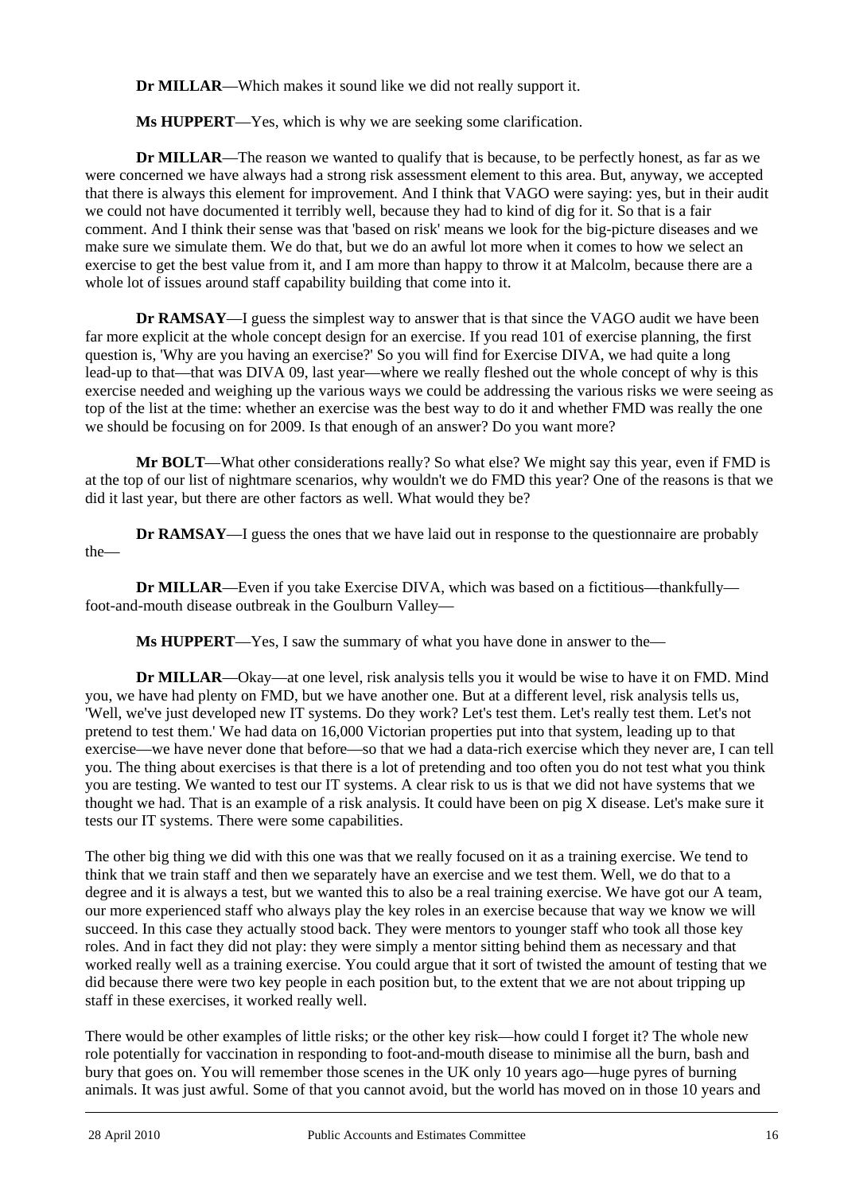**Dr MILLAR**—Which makes it sound like we did not really support it.

**Ms HUPPERT**—Yes, which is why we are seeking some clarification.

**Dr MILLAR**—The reason we wanted to qualify that is because, to be perfectly honest, as far as we were concerned we have always had a strong risk assessment element to this area. But, anyway, we accepted that there is always this element for improvement. And I think that VAGO were saying: yes, but in their audit we could not have documented it terribly well, because they had to kind of dig for it. So that is a fair comment. And I think their sense was that 'based on risk' means we look for the big-picture diseases and we make sure we simulate them. We do that, but we do an awful lot more when it comes to how we select an exercise to get the best value from it, and I am more than happy to throw it at Malcolm, because there are a whole lot of issues around staff capability building that come into it.

**Dr RAMSAY**—I guess the simplest way to answer that is that since the VAGO audit we have been far more explicit at the whole concept design for an exercise. If you read 101 of exercise planning, the first question is, 'Why are you having an exercise?' So you will find for Exercise DIVA, we had quite a long lead-up to that—that was DIVA 09, last year—where we really fleshed out the whole concept of why is this exercise needed and weighing up the various ways we could be addressing the various risks we were seeing as top of the list at the time: whether an exercise was the best way to do it and whether FMD was really the one we should be focusing on for 2009. Is that enough of an answer? Do you want more?

**Mr BOLT**—What other considerations really? So what else? We might say this year, even if FMD is at the top of our list of nightmare scenarios, why wouldn't we do FMD this year? One of the reasons is that we did it last year, but there are other factors as well. What would they be?

**Dr RAMSAY**—I guess the ones that we have laid out in response to the questionnaire are probably the—

**Dr MILLAR**—Even if you take Exercise DIVA, which was based on a fictitious—thankfully—foot-and-mouth disease outbreak in the Goulburn Valley—

**Ms HUPPERT**—Yes, I saw the summary of what you have done in answer to the—

**Dr MILLAR**—Okay—at one level, risk analysis tells you it would be wise to have it on FMD. Mind you, we have had plenty on FMD, but we have another one. But at a different level, risk analysis tells us, 'Well, we've just developed new IT systems. Do they work? Let's test them. Let's really test them. Let's not pretend to test them.' We had data on 16,000 Victorian properties put into that system, leading up to that exercise—we have never done that before—so that we had a data-rich exercise which they never are, I can tell you. The thing about exercises is that there is a lot of pretending and too often you do not test what you think you are testing. We wanted to test our IT systems. A clear risk to us is that we did not have systems that we thought we had. That is an example of a risk analysis. It could have been on pig X disease. Let's make sure it tests our IT systems. There were some capabilities.

The other big thing we did with this one was that we really focused on it as a training exercise. We tend to think that we train staff and then we separately have an exercise and we test them. Well, we do that to a degree and it is always a test, but we wanted this to also be a real training exercise. We have got our A team, our more experienced staff who always play the key roles in an exercise because that way we know we will succeed. In this case they actually stood back. They were mentors to younger staff who took all those key roles. And in fact they did not play: they were simply a mentor sitting behind them as necessary and that worked really well as a training exercise. You could argue that it sort of twisted the amount of testing that we did because there were two key people in each position but, to the extent that we are not about tripping up staff in these exercises, it worked really well.

There would be other examples of little risks; or the other key risk—how could I forget it? The whole new role potentially for vaccination in responding to foot-and-mouth disease to minimise all the burn, bash and bury that goes on. You will remember those scenes in the UK only 10 years ago—huge pyres of burning animals. It was just awful. Some of that you cannot avoid, but the world has moved on in those 10 years and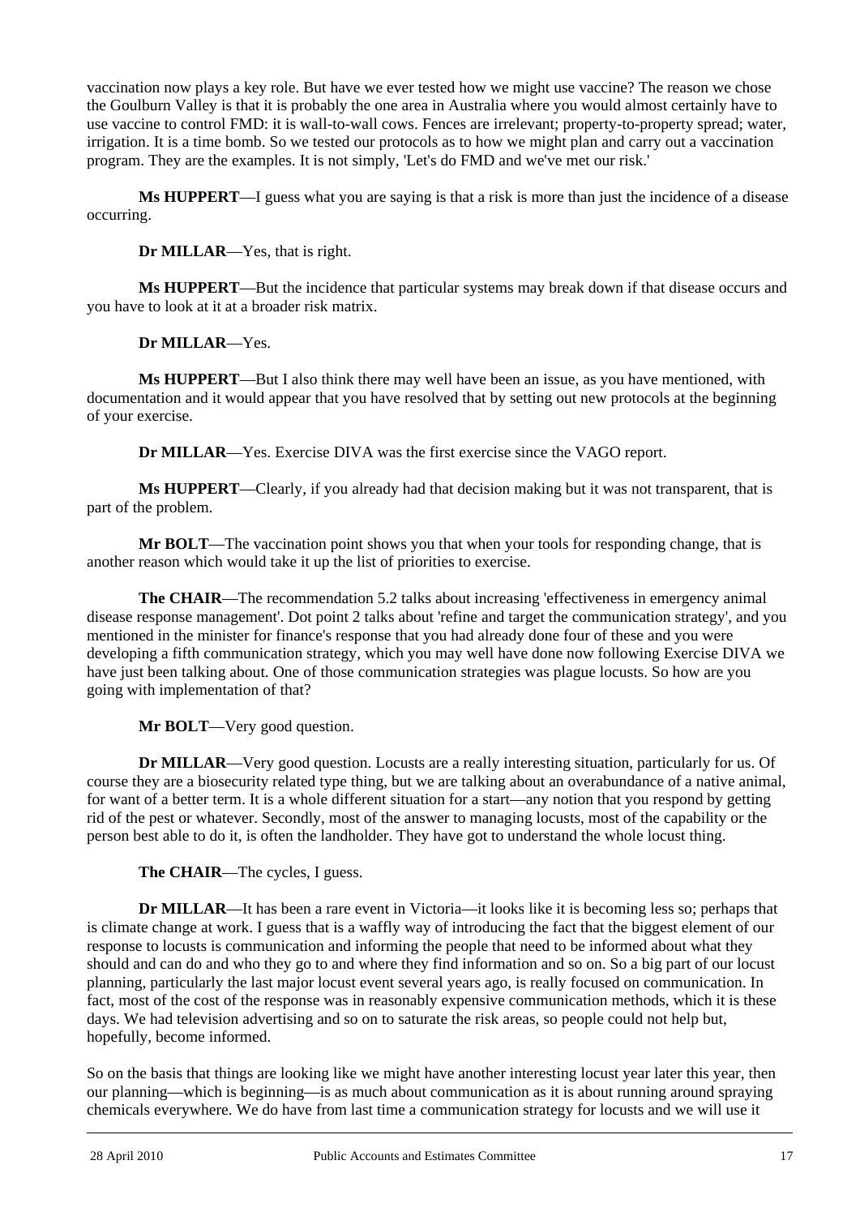vaccination now plays a key role. But have we ever tested how we might use vaccine? The reason we chose the Goulburn Valley is that it is probably the one area in Australia where you would almost certainly have to use vaccine to control FMD: it is wall-to-wall cows. Fences are irrelevant; property-to-property spread; water, irrigation. It is a time bomb. So we tested our protocols as to how we might plan and carry out a vaccination program. They are the examples. It is not simply, 'Let's do FMD and we've met our risk.'

**Ms HUPPERT**—I guess what you are saying is that a risk is more than just the incidence of a disease occurring.

**Dr MILLAR**—Yes, that is right.

**Ms HUPPERT**—But the incidence that particular systems may break down if that disease occurs and you have to look at it at a broader risk matrix.

**Dr MILLAR**—Yes.

**Ms HUPPERT**—But I also think there may well have been an issue, as you have mentioned, with documentation and it would appear that you have resolved that by setting out new protocols at the beginning of your exercise.

**Dr MILLAR**—Yes. Exercise DIVA was the first exercise since the VAGO report.

**Ms HUPPERT**—Clearly, if you already had that decision making but it was not transparent, that is part of the problem.

**Mr BOLT**—The vaccination point shows you that when your tools for responding change, that is another reason which would take it up the list of priorities to exercise.

**The CHAIR**—The recommendation 5.2 talks about increasing 'effectiveness in emergency animal disease response management'. Dot point 2 talks about 'refine and target the communication strategy', and you mentioned in the minister for finance's response that you had already done four of these and you were developing a fifth communication strategy, which you may well have done now following Exercise DIVA we have just been talking about. One of those communication strategies was plague locusts. So how are you going with implementation of that?

**Mr BOLT**—Very good question.

**Dr MILLAR**—Very good question. Locusts are a really interesting situation, particularly for us. Of course they are a biosecurity related type thing, but we are talking about an overabundance of a native animal, for want of a better term. It is a whole different situation for a start—any notion that you respond by getting rid of the pest or whatever. Secondly, most of the answer to managing locusts, most of the capability or the person best able to do it, is often the landholder. They have got to understand the whole locust thing.

**The CHAIR**—The cycles, I guess.

**Dr MILLAR**—It has been a rare event in Victoria—it looks like it is becoming less so; perhaps that is climate change at work. I guess that is a waffly way of introducing the fact that the biggest element of our response to locusts is communication and informing the people that need to be informed about what they should and can do and who they go to and where they find information and so on. So a big part of our locust planning, particularly the last major locust event several years ago, is really focused on communication. In fact, most of the cost of the response was in reasonably expensive communication methods, which it is these days. We had television advertising and so on to saturate the risk areas, so people could not help but, hopefully, become informed.

So on the basis that things are looking like we might have another interesting locust year later this year, then our planning—which is beginning—is as much about communication as it is about running around spraying chemicals everywhere. We do have from last time a communication strategy for locusts and we will use it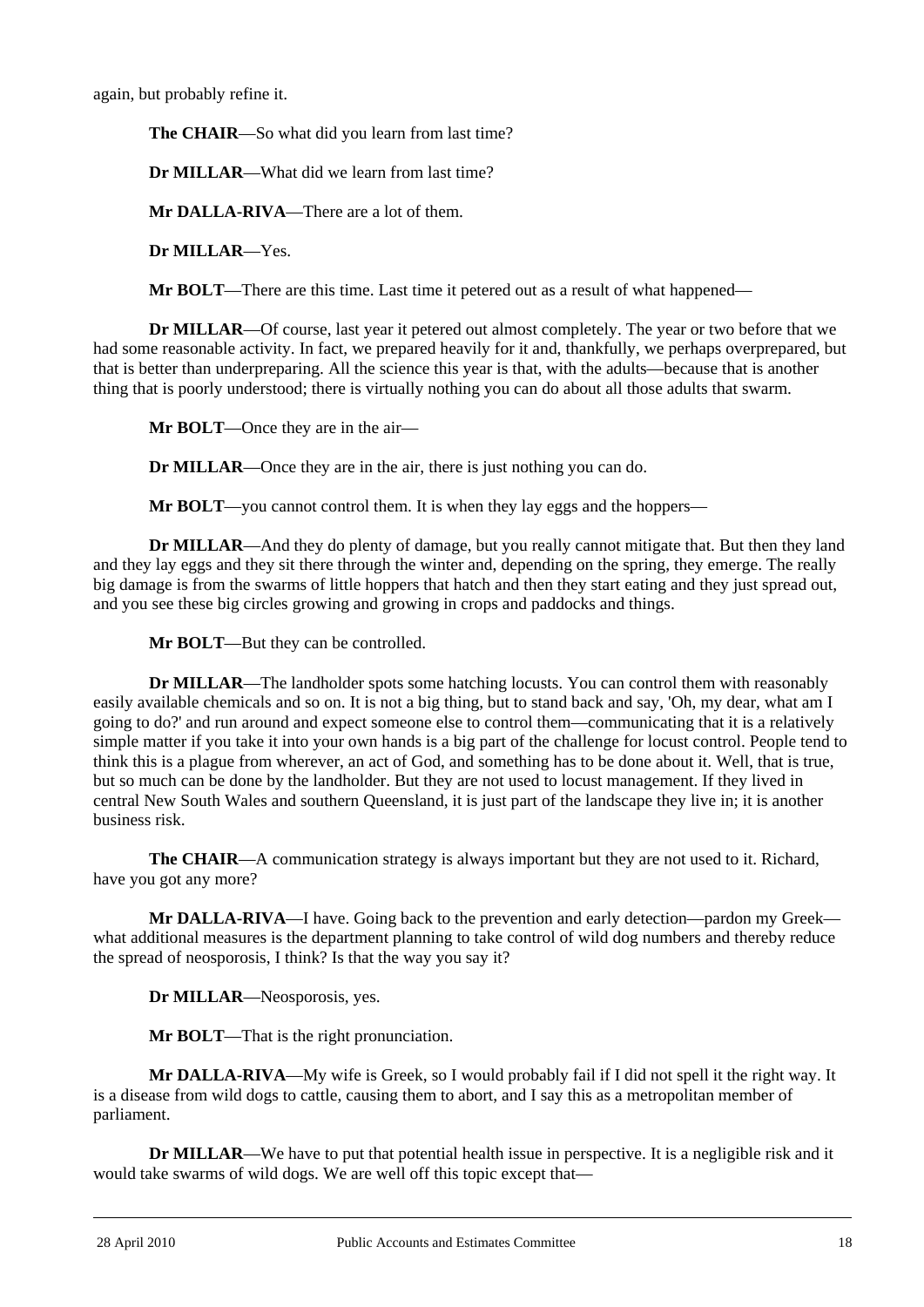again, but probably refine it.

**The CHAIR**—So what did you learn from last time?

**Dr MILLAR**—What did we learn from last time?

**Mr DALLA-RIVA**—There are a lot of them.

**Dr MILLAR**—Yes.

**Mr BOLT**—There are this time. Last time it petered out as a result of what happened—

**Dr MILLAR**—Of course, last year it petered out almost completely. The year or two before that we had some reasonable activity. In fact, we prepared heavily for it and, thankfully, we perhaps overprepared, but that is better than underpreparing. All the science this year is that, with the adults—because that is another thing that is poorly understood; there is virtually nothing you can do about all those adults that swarm.

**Mr BOLT**—Once they are in the air—

**Dr MILLAR**—Once they are in the air, there is just nothing you can do.

**Mr BOLT**—you cannot control them. It is when they lay eggs and the hoppers—

**Dr MILLAR**—And they do plenty of damage, but you really cannot mitigate that. But then they land and they lay eggs and they sit there through the winter and, depending on the spring, they emerge. The really big damage is from the swarms of little hoppers that hatch and then they start eating and they just spread out, and you see these big circles growing and growing in crops and paddocks and things.

**Mr BOLT**—But they can be controlled.

**Dr MILLAR**—The landholder spots some hatching locusts. You can control them with reasonably easily available chemicals and so on. It is not a big thing, but to stand back and say, 'Oh, my dear, what am I going to do?' and run around and expect someone else to control them—communicating that it is a relatively simple matter if you take it into your own hands is a big part of the challenge for locust control. People tend to think this is a plague from wherever, an act of God, and something has to be done about it. Well, that is true, but so much can be done by the landholder. But they are not used to locust management. If they lived in central New South Wales and southern Queensland, it is just part of the landscape they live in; it is another business risk.

**The CHAIR**—A communication strategy is always important but they are not used to it. Richard, have you got any more?

**Mr DALLA-RIVA**—I have. Going back to the prevention and early detection—pardon my Greek—what additional measures is the department planning to take control of wild dog numbers and thereby reduce the spread of neosporosis, I think? Is that the way you say it?

**Dr MILLAR**—Neosporosis, yes.

**Mr BOLT**—That is the right pronunciation.

**Mr DALLA-RIVA**—My wife is Greek, so I would probably fail if I did not spell it the right way. It is a disease from wild dogs to cattle, causing them to abort, and I say this as a metropolitan member of parliament.

**Dr MILLAR**—We have to put that potential health issue in perspective. It is a negligible risk and it would take swarms of wild dogs. We are well off this topic except that—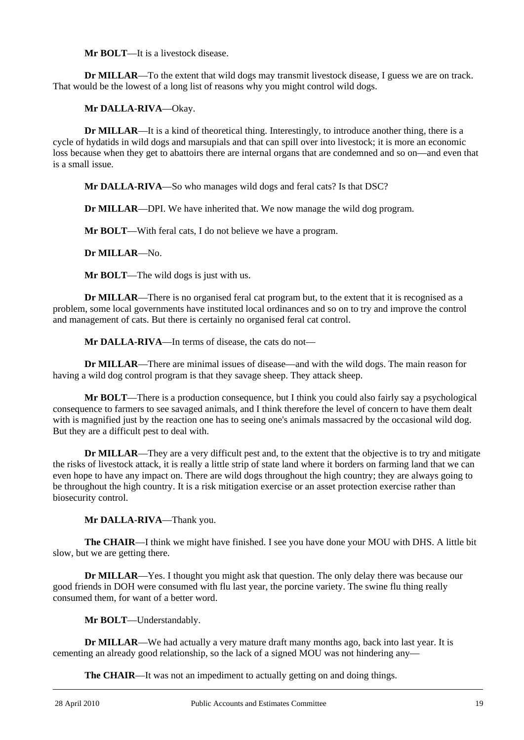**Mr BOLT**—It is a livestock disease.

**Dr MILLAR**—To the extent that wild dogs may transmit livestock disease, I guess we are on track. That would be the lowest of a long list of reasons why you might control wild dogs.

**Mr DALLA-RIVA**—Okay.

**Dr MILLAR**—It is a kind of theoretical thing. Interestingly, to introduce another thing, there is a cycle of hydatids in wild dogs and marsupials and that can spill over into livestock; it is more an economic loss because when they get to abattoirs there are internal organs that are condemned and so on—and even that is a small issue.

**Mr DALLA-RIVA**—So who manages wild dogs and feral cats? Is that DSC?

**Dr MILLAR**—DPI. We have inherited that. We now manage the wild dog program.

**Mr BOLT**—With feral cats, I do not believe we have a program.

**Dr MILLAR**—No.

**Mr BOLT**—The wild dogs is just with us.

**Dr MILLAR**—There is no organised feral cat program but, to the extent that it is recognised as a problem, some local governments have instituted local ordinances and so on to try and improve the control and management of cats. But there is certainly no organised feral cat control.

**Mr DALLA-RIVA**—In terms of disease, the cats do not—

**Dr MILLAR**—There are minimal issues of disease—and with the wild dogs. The main reason for having a wild dog control program is that they savage sheep. They attack sheep.

**Mr BOLT**—There is a production consequence, but I think you could also fairly say a psychological consequence to farmers to see savaged animals, and I think therefore the level of concern to have them dealt with is magnified just by the reaction one has to seeing one's animals massacred by the occasional wild dog. But they are a difficult pest to deal with.

**Dr MILLAR**—They are a very difficult pest and, to the extent that the objective is to try and mitigate the risks of livestock attack, it is really a little strip of state land where it borders on farming land that we can even hope to have any impact on. There are wild dogs throughout the high country; they are always going to be throughout the high country. It is a risk mitigation exercise or an asset protection exercise rather than biosecurity control.

**Mr DALLA-RIVA**—Thank you.

**The CHAIR**—I think we might have finished. I see you have done your MOU with DHS. A little bit slow, but we are getting there.

**Dr MILLAR**—Yes. I thought you might ask that question. The only delay there was because our good friends in DOH were consumed with flu last year, the porcine variety. The swine flu thing really consumed them, for want of a better word.

**Mr BOLT**—Understandably.

**Dr MILLAR**—We had actually a very mature draft many months ago, back into last year. It is cementing an already good relationship, so the lack of a signed MOU was not hindering any—

**The CHAIR**—It was not an impediment to actually getting on and doing things.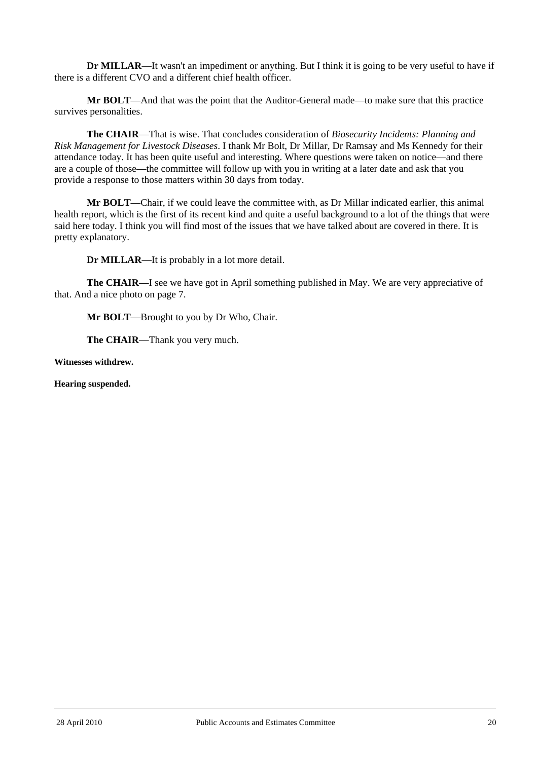**Dr MILLAR**—It wasn't an impediment or anything. But I think it is going to be very useful to have if there is a different CVO and a different chief health officer.

**Mr BOLT**—And that was the point that the Auditor-General made—to make sure that this practice survives personalities.

**The CHAIR**—That is wise. That concludes consideration of *Biosecurity Incidents: Planning and Risk Management for Livestock Diseases*. I thank Mr Bolt, Dr Millar, Dr Ramsay and Ms Kennedy for their attendance today. It has been quite useful and interesting. Where questions were taken on notice—and there are a couple of those—the committee will follow up with you in writing at a later date and ask that you provide a response to those matters within 30 days from today.

**Mr BOLT**—Chair, if we could leave the committee with, as Dr Millar indicated earlier, this animal health report, which is the first of its recent kind and quite a useful background to a lot of the things that were said here today. I think you will find most of the issues that we have talked about are covered in there. It is pretty explanatory.

**Dr MILLAR**—It is probably in a lot more detail.

**The CHAIR**—I see we have got in April something published in May. We are very appreciative of that. And a nice photo on page 7.

**Mr BOLT**—Brought to you by Dr Who, Chair.

**The CHAIR**—Thank you very much.

**Witnesses withdrew.**

**Hearing suspended.**